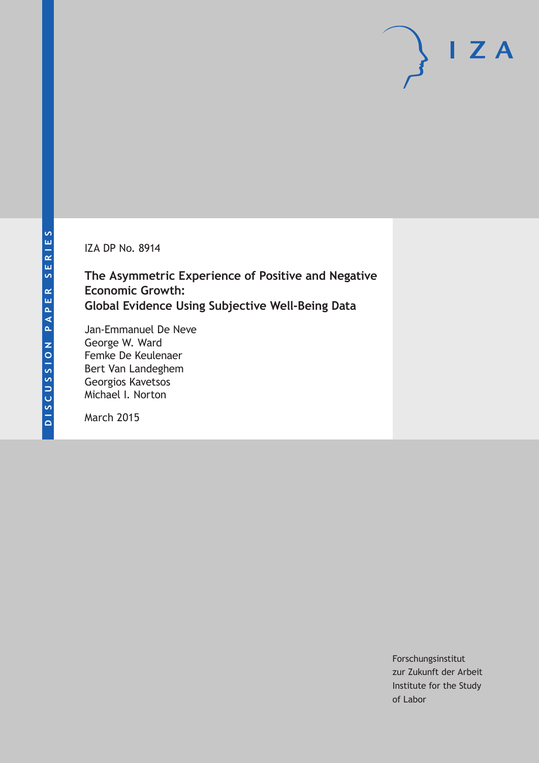DISCUSSION PAPER SERIES

IZA DP No. 8914

# The Asymmetric Experience of Positive and Negative Economic Growth: Global Evidence Using Subjective Well-Being Data

Jan-Emmanuel De Neve
George W. Ward
Femke De Keulenaer
Bert Van Landeghem
Georgios Kavetsos
Michael I. Norton

March 2015

Forschungsinstitut
zur Zukunft der Arbeit
Institute for the Study
of Labor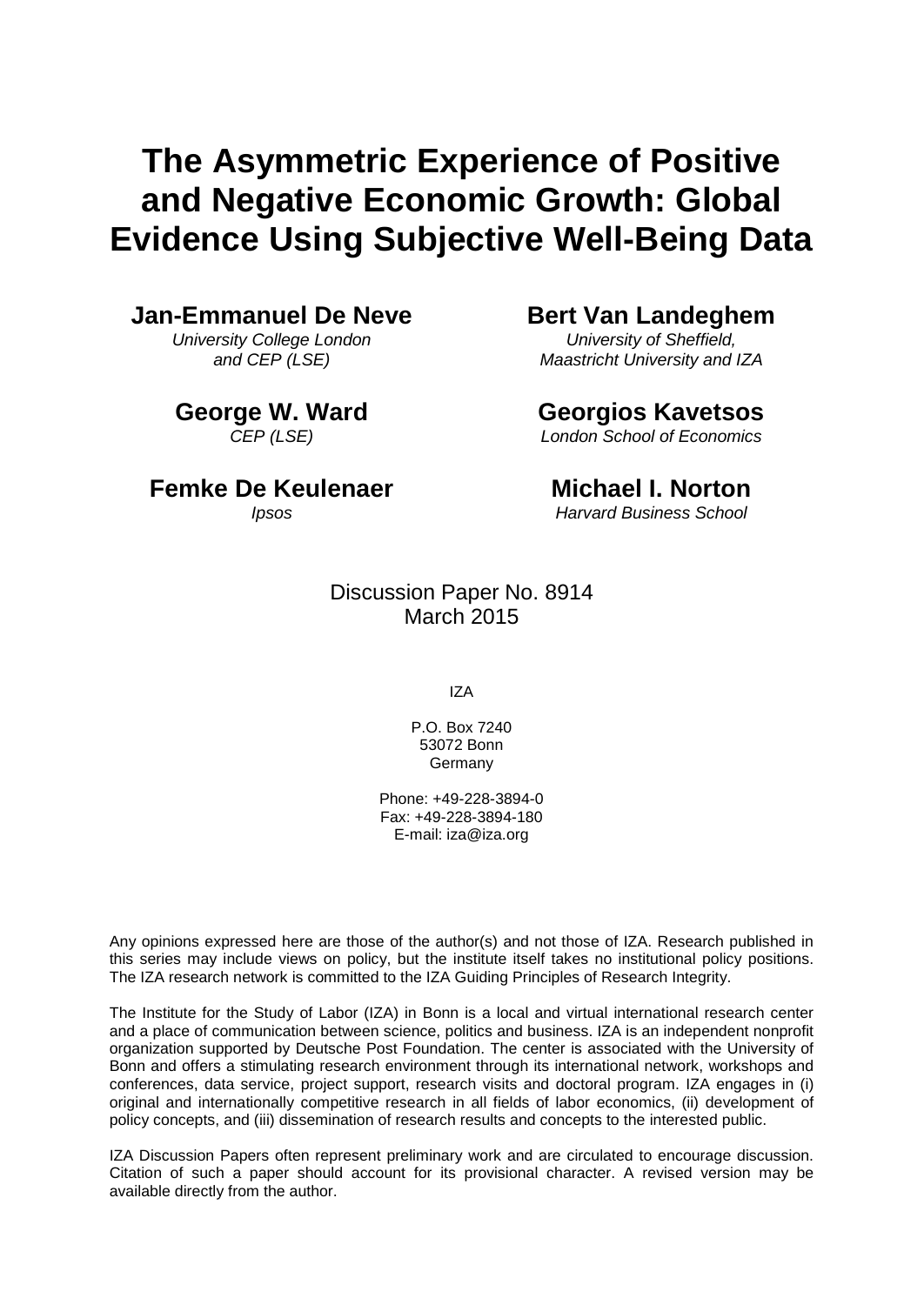# The Asymmetric Experience of Positive and Negative Economic Growth: Global Evidence Using Subjective Well-Being Data

**Jan-Emmanuel De Neve**
*University College London and CEP (LSE)*

**Bert Van Landeghem**
*University of Sheffield, Maastricht University and IZA*

**George W. Ward**
*CEP (LSE)*

**Georgios Kavetsos**
*London School of Economics*

**Femke De Keulenaer**
*Ipsos*

**Michael I. Norton**
*Harvard Business School*

Discussion Paper No. 8914
March 2015

IZA

P.O. Box 7240
53072 Bonn
Germany

Phone: +49-228-3894-0
Fax: +49-228-3894-180
E-mail: iza@iza.org

Any opinions expressed here are those of the author(s) and not those of IZA. Research published in this series may include views on policy, but the institute itself takes no institutional policy positions. The IZA research network is committed to the IZA Guiding Principles of Research Integrity.

The Institute for the Study of Labor (IZA) in Bonn is a local and virtual international research center and a place of communication between science, politics and business. IZA is an independent nonprofit organization supported by Deutsche Post Foundation. The center is associated with the University of Bonn and offers a stimulating research environment through its international network, workshops and conferences, data service, project support, research visits and doctoral program. IZA engages in (i) original and internationally competitive research in all fields of labor economics, (ii) development of policy concepts, and (iii) dissemination of research results and concepts to the interested public.

IZA Discussion Papers often represent preliminary work and are circulated to encourage discussion. Citation of such a paper should account for its provisional character. A revised version may be available directly from the author.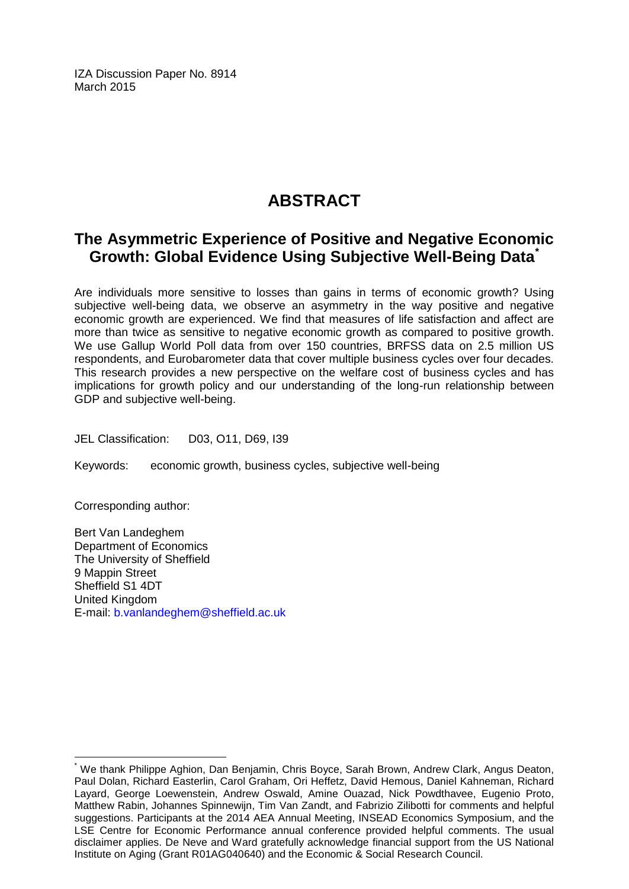IZA Discussion Paper No. 8914
March 2015

# ABSTRACT

## The Asymmetric Experience of Positive and Negative Economic Growth: Global Evidence Using Subjective Well-Being Data[*]

Are individuals more sensitive to losses than gains in terms of economic growth? Using subjective well-being data, we observe an asymmetry in the way positive and negative economic growth are experienced. We find that measures of life satisfaction and affect are more than twice as sensitive to negative economic growth as compared to positive growth. We use Gallup World Poll data from over 150 countries, BRFSS data on 2.5 million US respondents, and Eurobarometer data that cover multiple business cycles over four decades. This research provides a new perspective on the welfare cost of business cycles and has implications for growth policy and our understanding of the long-run relationship between GDP and subjective well-being.

JEL Classification: D03, O11, D69, I39

Keywords: economic growth, business cycles, subjective well-being

Corresponding author:

Bert Van Landeghem
Department of Economics
The University of Sheffield
9 Mappin Street
Sheffield S1 4DT
United Kingdom
E-mail: b.vanlandeghem@sheffield.ac.uk

---

[*] We thank Philippe Aghion, Dan Benjamin, Chris Boyce, Sarah Brown, Andrew Clark, Angus Deaton, Paul Dolan, Richard Easterlin, Carol Graham, Ori Heffetz, David Hemous, Daniel Kahneman, Richard Layard, George Loewenstein, Andrew Oswald, Amine Ouazad, Nick Powdthavee, Eugenio Proto, Matthew Rabin, Johannes Spinnewijn, Tim Van Zandt, and Fabrizio Zilibotti for comments and helpful suggestions. Participants at the 2014 AEA Annual Meeting, INSEAD Economics Symposium, and the LSE Centre for Economic Performance annual conference provided helpful comments. The usual disclaimer applies. De Neve and Ward gratefully acknowledge financial support from the US National Institute on Aging (Grant R01AG040640) and the Economic & Social Research Council.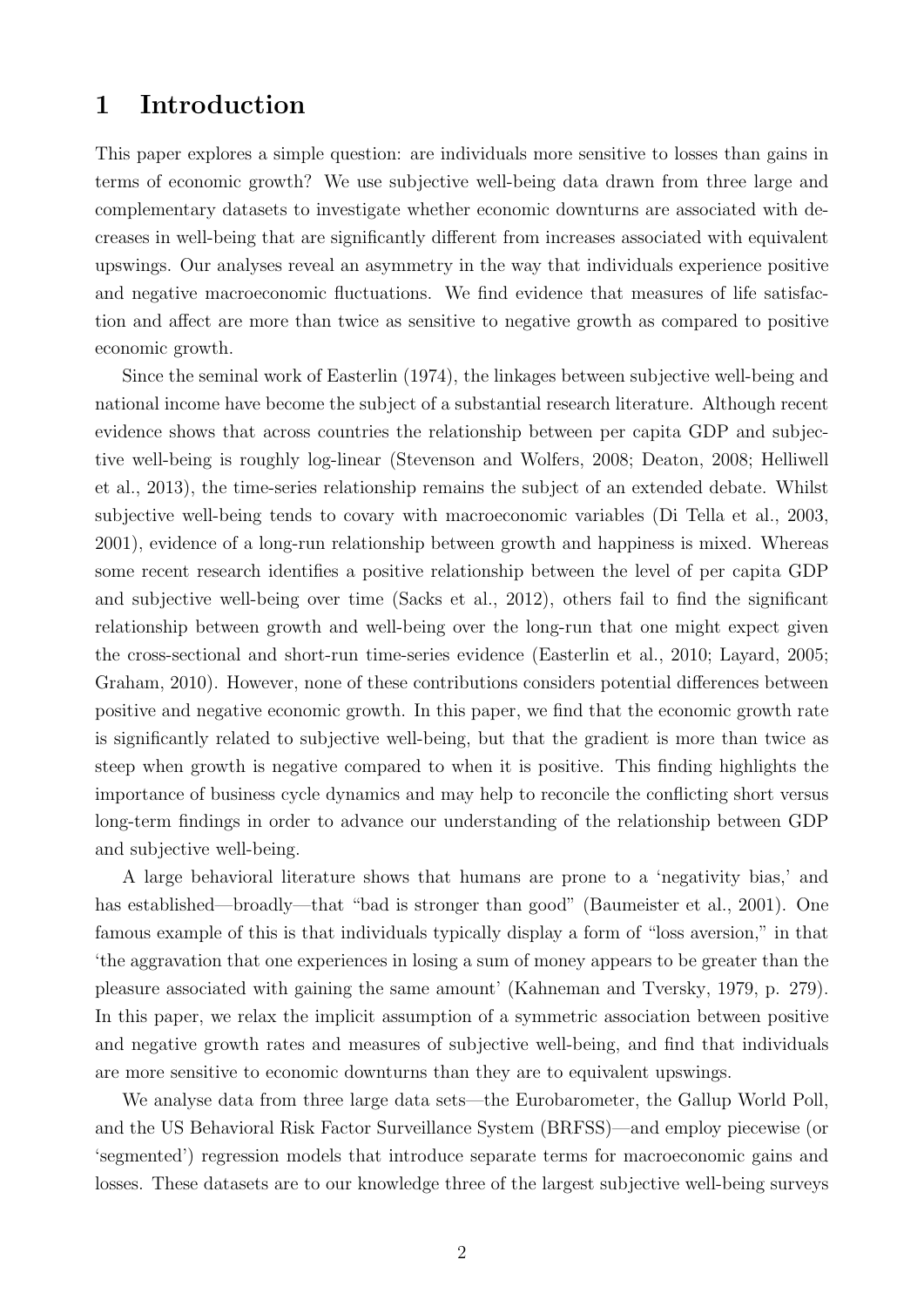# 1 Introduction

This paper explores a simple question: are individuals more sensitive to losses than gains in terms of economic growth? We use subjective well-being data drawn from three large and complementary datasets to investigate whether economic downturns are associated with decreases in well-being that are significantly different from increases associated with equivalent upswings. Our analyses reveal an asymmetry in the way that individuals experience positive and negative macroeconomic fluctuations. We find evidence that measures of life satisfaction and affect are more than twice as sensitive to negative growth as compared to positive economic growth.

Since the seminal work of Easterlin (1974), the linkages between subjective well-being and national income have become the subject of a substantial research literature. Although recent evidence shows that across countries the relationship between per capita GDP and subjective well-being is roughly log-linear (Stevenson and Wolfers, 2008; Deaton, 2008; Helliwell et al., 2013), the time-series relationship remains the subject of an extended debate. Whilst subjective well-being tends to covary with macroeconomic variables (Di Tella et al., 2003, 2001), evidence of a long-run relationship between growth and happiness is mixed. Whereas some recent research identifies a positive relationship between the level of per capita GDP and subjective well-being over time (Sacks et al., 2012), others fail to find the significant relationship between growth and well-being over the long-run that one might expect given the cross-sectional and short-run time-series evidence (Easterlin et al., 2010; Layard, 2005; Graham, 2010). However, none of these contributions considers potential differences between positive and negative economic growth. In this paper, we find that the economic growth rate is significantly related to subjective well-being, but that the gradient is more than twice as steep when growth is negative compared to when it is positive. This finding highlights the importance of business cycle dynamics and may help to reconcile the conflicting short versus long-term findings in order to advance our understanding of the relationship between GDP and subjective well-being.

A large behavioral literature shows that humans are prone to a 'negativity bias,' and has established—broadly—that "bad is stronger than good" (Baumeister et al., 2001). One famous example of this is that individuals typically display a form of "loss aversion," in that 'the aggravation that one experiences in losing a sum of money appears to be greater than the pleasure associated with gaining the same amount' (Kahneman and Tversky, 1979, p. 279). In this paper, we relax the implicit assumption of a symmetric association between positive and negative growth rates and measures of subjective well-being, and find that individuals are more sensitive to economic downturns than they are to equivalent upswings.

We analyse data from three large data sets—the Eurobarometer, the Gallup World Poll, and the US Behavioral Risk Factor Surveillance System (BRFSS)—and employ piecewise (or 'segmented') regression models that introduce separate terms for macroeconomic gains and losses. These datasets are to our knowledge three of the largest subjective well-being surveys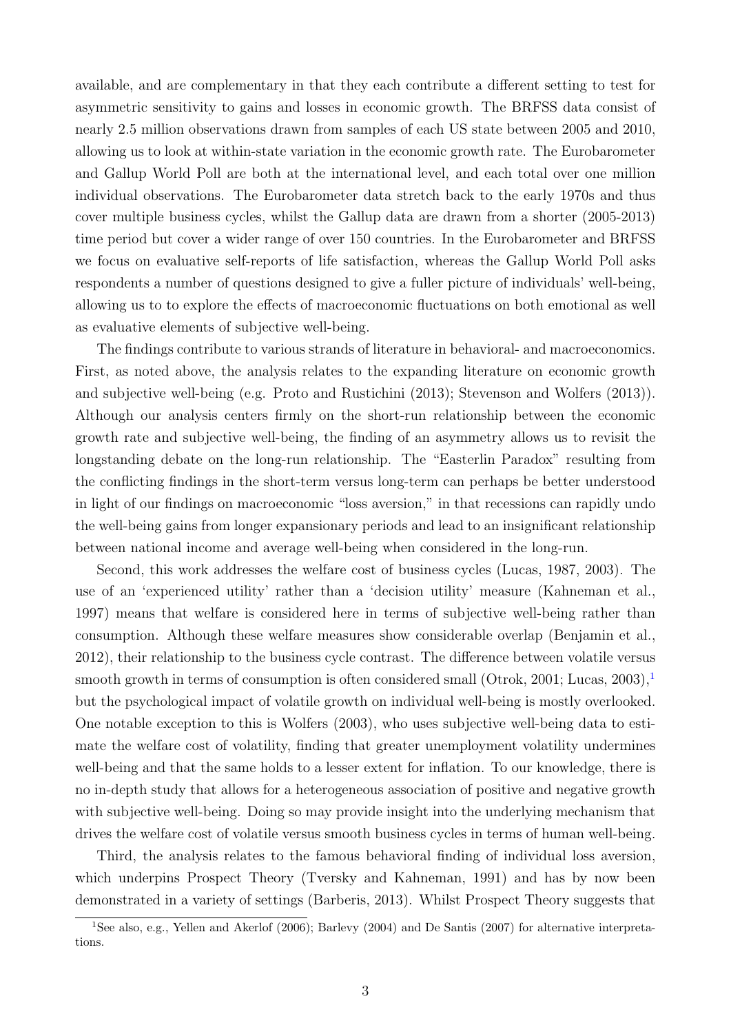available, and are complementary in that they each contribute a different setting to test for asymmetric sensitivity to gains and losses in economic growth. The BRFSS data consist of nearly 2.5 million observations drawn from samples of each US state between 2005 and 2010, allowing us to look at within-state variation in the economic growth rate. The Eurobarometer and Gallup World Poll are both at the international level, and each total over one million individual observations. The Eurobarometer data stretch back to the early 1970s and thus cover multiple business cycles, whilst the Gallup data are drawn from a shorter (2005-2013) time period but cover a wider range of over 150 countries. In the Eurobarometer and BRFSS we focus on evaluative self-reports of life satisfaction, whereas the Gallup World Poll asks respondents a number of questions designed to give a fuller picture of individuals' well-being, allowing us to to explore the effects of macroeconomic fluctuations on both emotional as well as evaluative elements of subjective well-being.

The findings contribute to various strands of literature in behavioral- and macroeconomics. First, as noted above, the analysis relates to the expanding literature on economic growth and subjective well-being (e.g. Proto and Rustichini (2013); Stevenson and Wolfers (2013)). Although our analysis centers firmly on the short-run relationship between the economic growth rate and subjective well-being, the finding of an asymmetry allows us to revisit the longstanding debate on the long-run relationship. The "Easterlin Paradox" resulting from the conflicting findings in the short-term versus long-term can perhaps be better understood in light of our findings on macroeconomic "loss aversion," in that recessions can rapidly undo the well-being gains from longer expansionary periods and lead to an insignificant relationship between national income and average well-being when considered in the long-run.

Second, this work addresses the welfare cost of business cycles (Lucas, 1987, 2003). The use of an 'experienced utility' rather than a 'decision utility' measure (Kahneman et al., 1997) means that welfare is considered here in terms of subjective well-being rather than consumption. Although these welfare measures show considerable overlap (Benjamin et al., 2012), their relationship to the business cycle contrast. The difference between volatile versus smooth growth in terms of consumption is often considered small (Otrok, 2001; Lucas, 2003),[1] but the psychological impact of volatile growth on individual well-being is mostly overlooked. One notable exception to this is Wolfers (2003), who uses subjective well-being data to estimate the welfare cost of volatility, finding that greater unemployment volatility undermines well-being and that the same holds to a lesser extent for inflation. To our knowledge, there is no in-depth study that allows for a heterogeneous association of positive and negative growth with subjective well-being. Doing so may provide insight into the underlying mechanism that drives the welfare cost of volatile versus smooth business cycles in terms of human well-being.

Third, the analysis relates to the famous behavioral finding of individual loss aversion, which underpins Prospect Theory (Tversky and Kahneman, 1991) and has by now been demonstrated in a variety of settings (Barberis, 2013). Whilst Prospect Theory suggests that

[1] See also, e.g., Yellen and Akerlof (2006); Barlevy (2004) and De Santis (2007) for alternative interpretations.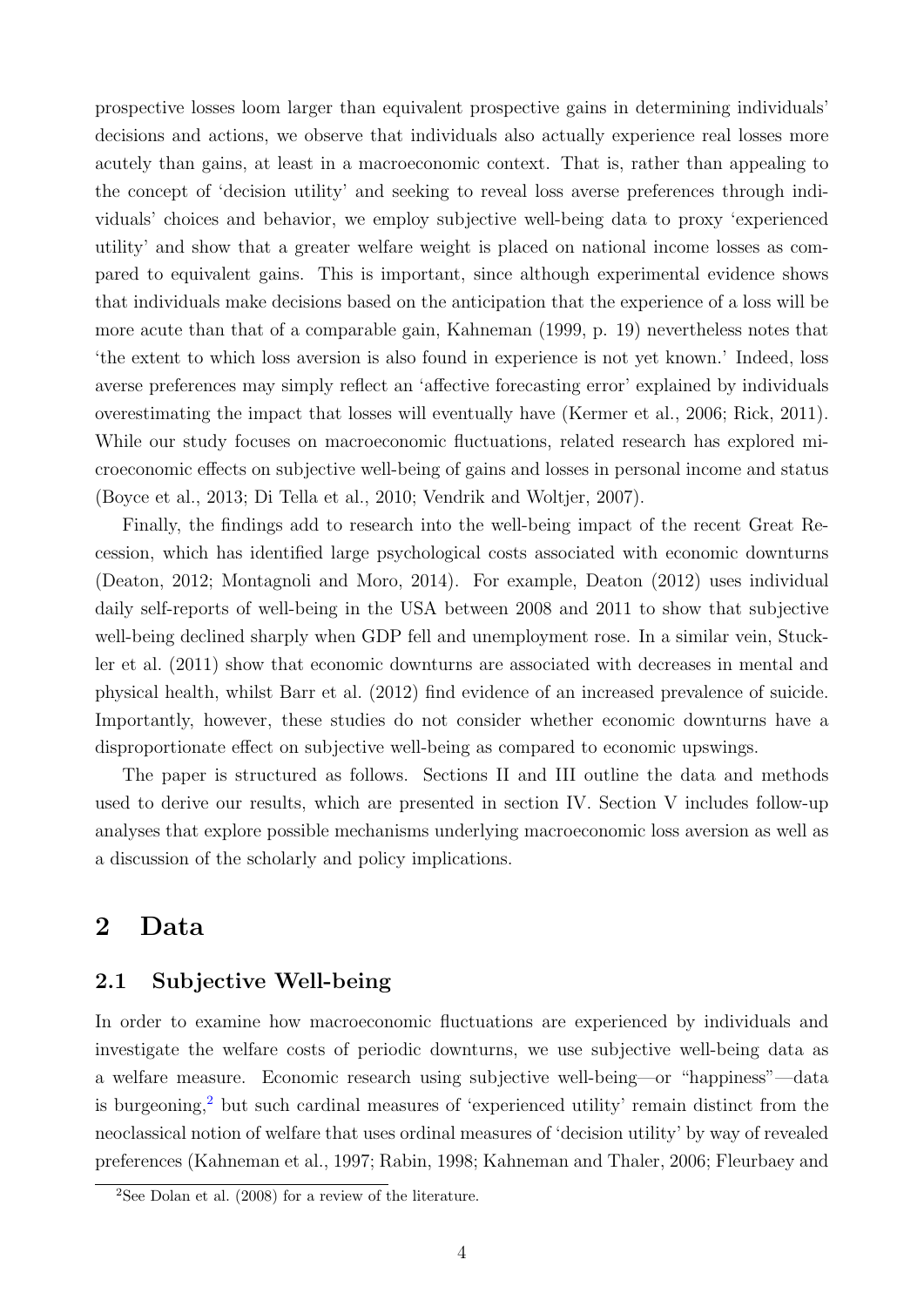prospective losses loom larger than equivalent prospective gains in determining individuals' decisions and actions, we observe that individuals also actually experience real losses more acutely than gains, at least in a macroeconomic context. That is, rather than appealing to the concept of 'decision utility' and seeking to reveal loss averse preferences through individuals' choices and behavior, we employ subjective well-being data to proxy 'experienced utility' and show that a greater welfare weight is placed on national income losses as compared to equivalent gains. This is important, since although experimental evidence shows that individuals make decisions based on the anticipation that the experience of a loss will be more acute than that of a comparable gain, Kahneman (1999, p. 19) nevertheless notes that 'the extent to which loss aversion is also found in experience is not yet known.' Indeed, loss averse preferences may simply reflect an 'affective forecasting error' explained by individuals overestimating the impact that losses will eventually have (Kermer et al., 2006; Rick, 2011). While our study focuses on macroeconomic fluctuations, related research has explored microeconomic effects on subjective well-being of gains and losses in personal income and status (Boyce et al., 2013; Di Tella et al., 2010; Vendrik and Woltjer, 2007).

Finally, the findings add to research into the well-being impact of the recent Great Recession, which has identified large psychological costs associated with economic downturns (Deaton, 2012; Montagnoli and Moro, 2014). For example, Deaton (2012) uses individual daily self-reports of well-being in the USA between 2008 and 2011 to show that subjective well-being declined sharply when GDP fell and unemployment rose. In a similar vein, Stuckler et al. (2011) show that economic downturns are associated with decreases in mental and physical health, whilst Barr et al. (2012) find evidence of an increased prevalence of suicide. Importantly, however, these studies do not consider whether economic downturns have a disproportionate effect on subjective well-being as compared to economic upswings.

The paper is structured as follows. Sections II and III outline the data and methods used to derive our results, which are presented in section IV. Section V includes follow-up analyses that explore possible mechanisms underlying macroeconomic loss aversion as well as a discussion of the scholarly and policy implications.

# 2 Data

## 2.1 Subjective Well-being

In order to examine how macroeconomic fluctuations are experienced by individuals and investigate the welfare costs of periodic downturns, we use subjective well-being data as a welfare measure. Economic research using subjective well-being—or "happiness"—data is burgeoning,[2] but such cardinal measures of 'experienced utility' remain distinct from the neoclassical notion of welfare that uses ordinal measures of 'decision utility' by way of revealed preferences (Kahneman et al., 1997; Rabin, 1998; Kahneman and Thaler, 2006; Fleurbaey and

[2]See Dolan et al. (2008) for a review of the literature.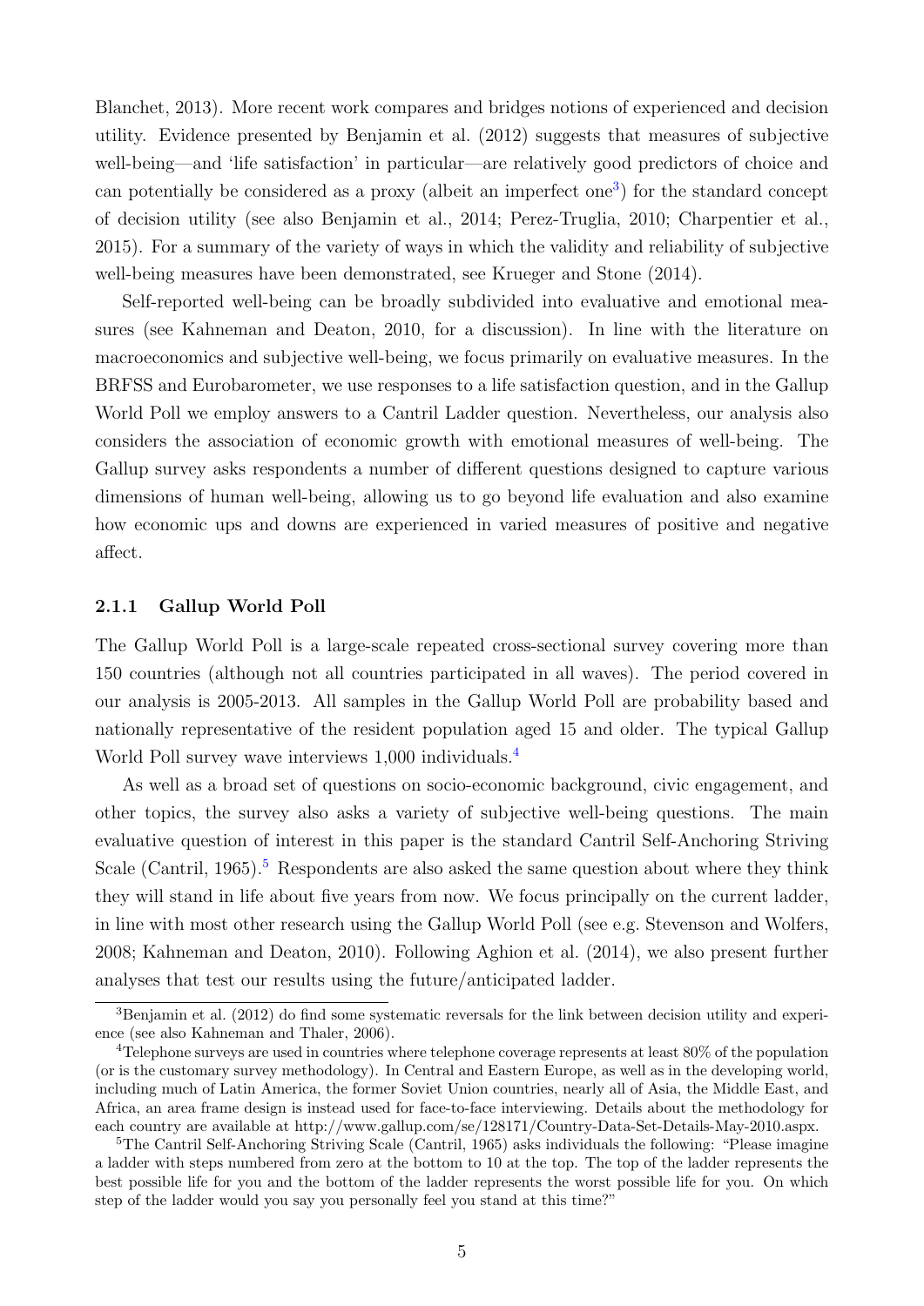Blanchet, 2013). More recent work compares and bridges notions of experienced and decision utility. Evidence presented by Benjamin et al. (2012) suggests that measures of subjective well-being—and 'life satisfaction' in particular—are relatively good predictors of choice and can potentially be considered as a proxy (albeit an imperfect one[3]) for the standard concept of decision utility (see also Benjamin et al., 2014; Perez-Truglia, 2010; Charpentier et al., 2015). For a summary of the variety of ways in which the validity and reliability of subjective well-being measures have been demonstrated, see Krueger and Stone (2014).

Self-reported well-being can be broadly subdivided into evaluative and emotional measures (see Kahneman and Deaton, 2010, for a discussion). In line with the literature on macroeconomics and subjective well-being, we focus primarily on evaluative measures. In the BRFSS and Eurobarometer, we use responses to a life satisfaction question, and in the Gallup World Poll we employ answers to a Cantril Ladder question. Nevertheless, our analysis also considers the association of economic growth with emotional measures of well-being. The Gallup survey asks respondents a number of different questions designed to capture various dimensions of human well-being, allowing us to go beyond life evaluation and also examine how economic ups and downs are experienced in varied measures of positive and negative affect.

### 2.1.1 Gallup World Poll

The Gallup World Poll is a large-scale repeated cross-sectional survey covering more than 150 countries (although not all countries participated in all waves). The period covered in our analysis is 2005-2013. All samples in the Gallup World Poll are probability based and nationally representative of the resident population aged 15 and older. The typical Gallup World Poll survey wave interviews 1,000 individuals.[4]

As well as a broad set of questions on socio-economic background, civic engagement, and other topics, the survey also asks a variety of subjective well-being questions. The main evaluative question of interest in this paper is the standard Cantril Self-Anchoring Striving Scale (Cantril, 1965).[5] Respondents are also asked the same question about where they think they will stand in life about five years from now. We focus principally on the current ladder, in line with most other research using the Gallup World Poll (see e.g. Stevenson and Wolfers, 2008; Kahneman and Deaton, 2010). Following Aghion et al. (2014), we also present further analyses that test our results using the future/anticipated ladder.

---

[3]Benjamin et al. (2012) do find some systematic reversals for the link between decision utility and experience (see also Kahneman and Thaler, 2006).

[4]Telephone surveys are used in countries where telephone coverage represents at least 80% of the population (or is the customary survey methodology). In Central and Eastern Europe, as well as in the developing world, including much of Latin America, the former Soviet Union countries, nearly all of Asia, the Middle East, and Africa, an area frame design is instead used for face-to-face interviewing. Details about the methodology for each country are available at http://www.gallup.com/se/128171/Country-Data-Set-Details-May-2010.aspx.

[5]The Cantril Self-Anchoring Striving Scale (Cantril, 1965) asks individuals the following: "Please imagine a ladder with steps numbered from zero at the bottom to 10 at the top. The top of the ladder represents the best possible life for you and the bottom of the ladder represents the worst possible life for you. On which step of the ladder would you say you personally feel you stand at this time?"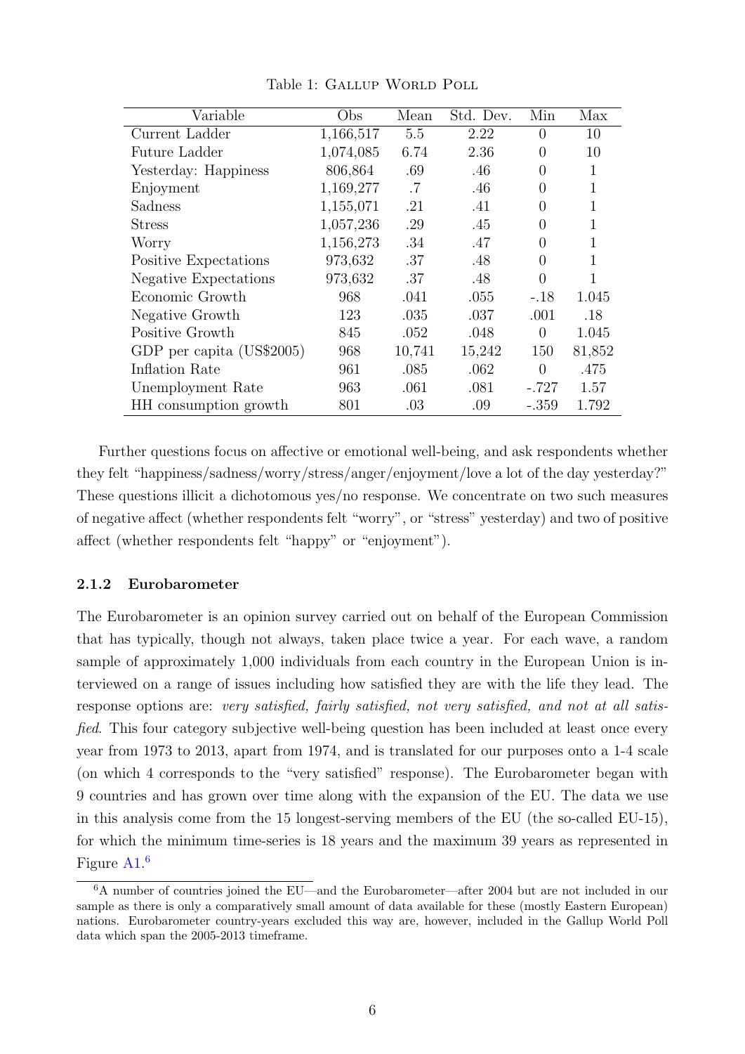Table 1: Gallup World Poll

| Variable | Obs | Mean | Std. Dev. | Min | Max |
|---|---|---|---|---|---|
| Current Ladder | 1,166,517 | 5.5 | 2.22 | 0 | 10 |
| Future Ladder | 1,074,085 | 6.74 | 2.36 | 0 | 10 |
| Yesterday: Happiness | 806,864 | .69 | .46 | 0 | 1 |
| Enjoyment | 1,169,277 | .7 | .46 | 0 | 1 |
| Sadness | 1,155,071 | .21 | .41 | 0 | 1 |
| Stress | 1,057,236 | .29 | .45 | 0 | 1 |
| Worry | 1,156,273 | .34 | .47 | 0 | 1 |
| Positive Expectations | 973,632 | .37 | .48 | 0 | 1 |
| Negative Expectations | 973,632 | .37 | .48 | 0 | 1 |
| Economic Growth | 968 | .041 | .055 | -.18 | 1.045 |
| Negative Growth | 123 | .035 | .037 | .001 | .18 |
| Positive Growth | 845 | .052 | .048 | 0 | 1.045 |
| GDP per capita (US$2005) | 968 | 10,741 | 15,242 | 150 | 81,852 |
| Inflation Rate | 961 | .085 | .062 | 0 | .475 |
| Unemployment Rate | 963 | .061 | .081 | -.727 | 1.57 |
| HH consumption growth | 801 | .03 | .09 | -.359 | 1.792 |

Further questions focus on affective or emotional well-being, and ask respondents whether they felt "happiness/sadness/worry/stress/anger/enjoyment/love a lot of the day yesterday?" These questions illicit a dichotomous yes/no response. We concentrate on two such measures of negative affect (whether respondents felt "worry", or "stress" yesterday) and two of positive affect (whether respondents felt "happy" or "enjoyment").

### 2.1.2 Eurobarometer

The Eurobarometer is an opinion survey carried out on behalf of the European Commission that has typically, though not always, taken place twice a year. For each wave, a random sample of approximately 1,000 individuals from each country in the European Union is interviewed on a range of issues including how satisfied they are with the life they lead. The response options are: *very satisfied, fairly satisfied, not very satisfied, and not at all satisfied*. This four category subjective well-being question has been included at least once every year from 1973 to 2013, apart from 1974, and is translated for our purposes onto a 1-4 scale (on which 4 corresponds to the "very satisfied" response). The Eurobarometer began with 9 countries and has grown over time along with the expansion of the EU. The data we use in this analysis come from the 15 longest-serving members of the EU (the so-called EU-15), for which the minimum time-series is 18 years and the maximum 39 years as represented in Figure A1.[6]

[6] A number of countries joined the EU—and the Eurobarometer—after 2004 but are not included in our sample as there is only a comparatively small amount of data available for these (mostly Eastern European) nations. Eurobarometer country-years excluded this way are, however, included in the Gallup World Poll data which span the 2005-2013 timeframe.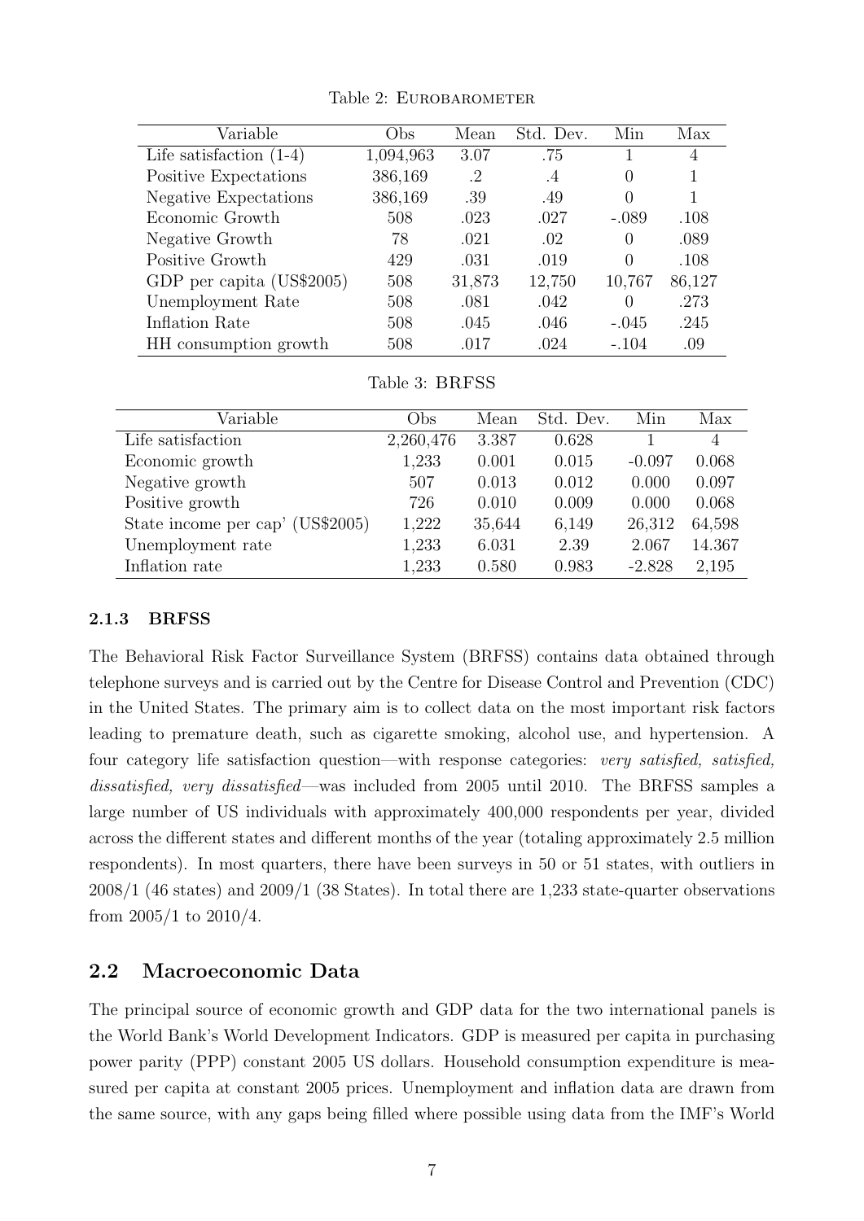Table 2: EUROBAROMETER

| Variable | Obs | Mean | Std. Dev. | Min | Max |
|---|---|---|---|---|---|
| Life satisfaction (1-4) | 1,094,963 | 3.07 | .75 | 1 | 4 |
| Positive Expectations | 386,169 | .2 | .4 | 0 | 1 |
| Negative Expectations | 386,169 | .39 | .49 | 0 | 1 |
| Economic Growth | 508 | .023 | .027 | -.089 | .108 |
| Negative Growth | 78 | .021 | .02 | 0 | .089 |
| Positive Growth | 429 | .031 | .019 | 0 | .108 |
| GDP per capita (US$2005) | 508 | 31,873 | 12,750 | 10,767 | 86,127 |
| Unemployment Rate | 508 | .081 | .042 | 0 | .273 |
| Inflation Rate | 508 | .045 | .046 | -.045 | .245 |
| HH consumption growth | 508 | .017 | .024 | -.104 | .09 |

Table 3: BRFSS

| Variable | Obs | Mean | Std. Dev. | Min | Max |
|---|---|---|---|---|---|
| Life satisfaction | 2,260,476 | 3.387 | 0.628 | 1 | 4 |
| Economic growth | 1,233 | 0.001 | 0.015 | -0.097 | 0.068 |
| Negative growth | 507 | 0.013 | 0.012 | 0.000 | 0.097 |
| Positive growth | 726 | 0.010 | 0.009 | 0.000 | 0.068 |
| State income per cap' (US$2005) | 1,222 | 35,644 | 6,149 | 26,312 | 64,598 |
| Unemployment rate | 1,233 | 6.031 | 2.39 | 2.067 | 14.367 |
| Inflation rate | 1,233 | 0.580 | 0.983 | -2.828 | 2,195 |

### 2.1.3 BRFSS

The Behavioral Risk Factor Surveillance System (BRFSS) contains data obtained through telephone surveys and is carried out by the Centre for Disease Control and Prevention (CDC) in the United States. The primary aim is to collect data on the most important risk factors leading to premature death, such as cigarette smoking, alcohol use, and hypertension. A four category life satisfaction question—with response categories: *very satisfied, satisfied, dissatisfied, very dissatisfied*—was included from 2005 until 2010. The BRFSS samples a large number of US individuals with approximately 400,000 respondents per year, divided across the different states and different months of the year (totaling approximately 2.5 million respondents). In most quarters, there have been surveys in 50 or 51 states, with outliers in 2008/1 (46 states) and 2009/1 (38 States). In total there are 1,233 state-quarter observations from 2005/1 to 2010/4.

## 2.2 Macroeconomic Data

The principal source of economic growth and GDP data for the two international panels is the World Bank's World Development Indicators. GDP is measured per capita in purchasing power parity (PPP) constant 2005 US dollars. Household consumption expenditure is measured per capita at constant 2005 prices. Unemployment and inflation data are drawn from the same source, with any gaps being filled where possible using data from the IMF's World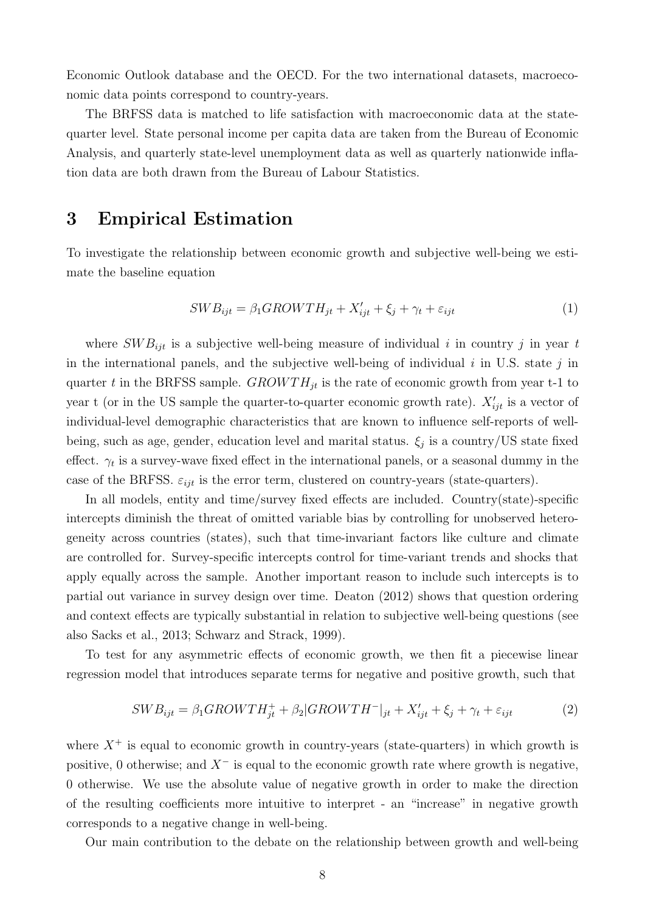Economic Outlook database and the OECD. For the two international datasets, macroeconomic data points correspond to country-years.

The BRFSS data is matched to life satisfaction with macroeconomic data at the state-quarter level. State personal income per capita data are taken from the Bureau of Economic Analysis, and quarterly state-level unemployment data as well as quarterly nationwide inflation data are both drawn from the Bureau of Labour Statistics.

# 3 Empirical Estimation

To investigate the relationship between economic growth and subjective well-being we estimate the baseline equation

$$SWB_{ijt} = \beta_1 GROWTH_{jt} + X'_{ijt} + \xi_j + \gamma_t + \varepsilon_{ijt} \tag{1}$$

where $SWB_{ijt}$ is a subjective well-being measure of individual $i$ in country $j$ in year $t$ in the international panels, and the subjective well-being of individual $i$ in U.S. state $j$ in quarter $t$ in the BRFSS sample. $GROWTH_{jt}$ is the rate of economic growth from year t-1 to year t (or in the US sample the quarter-to-quarter economic growth rate). $X'_{ijt}$ is a vector of individual-level demographic characteristics that are known to influence self-reports of well-being, such as age, gender, education level and marital status. $\xi_j$ is a country/US state fixed effect. $\gamma_t$ is a survey-wave fixed effect in the international panels, or a seasonal dummy in the case of the BRFSS. $\varepsilon_{ijt}$ is the error term, clustered on country-years (state-quarters).

In all models, entity and time/survey fixed effects are included. Country(state)-specific intercepts diminish the threat of omitted variable bias by controlling for unobserved heterogeneity across countries (states), such that time-invariant factors like culture and climate are controlled for. Survey-specific intercepts control for time-variant trends and shocks that apply equally across the sample. Another important reason to include such intercepts is to partial out variance in survey design over time. Deaton (2012) shows that question ordering and context effects are typically substantial in relation to subjective well-being questions (see also Sacks et al., 2013; Schwarz and Strack, 1999).

To test for any asymmetric effects of economic growth, we then fit a piecewise linear regression model that introduces separate terms for negative and positive growth, such that

$$SWB_{ijt} = \beta_1 GROWTH^{+}_{jt} + \beta_2 |GROWTH^{-}|_{jt} + X'_{ijt} + \xi_j + \gamma_t + \varepsilon_{ijt} \tag{2}$$

where $X^{+}$ is equal to economic growth in country-years (state-quarters) in which growth is positive, 0 otherwise; and $X^{-}$ is equal to the economic growth rate where growth is negative, 0 otherwise. We use the absolute value of negative growth in order to make the direction of the resulting coefficients more intuitive to interpret - an "increase" in negative growth corresponds to a negative change in well-being.

Our main contribution to the debate on the relationship between growth and well-being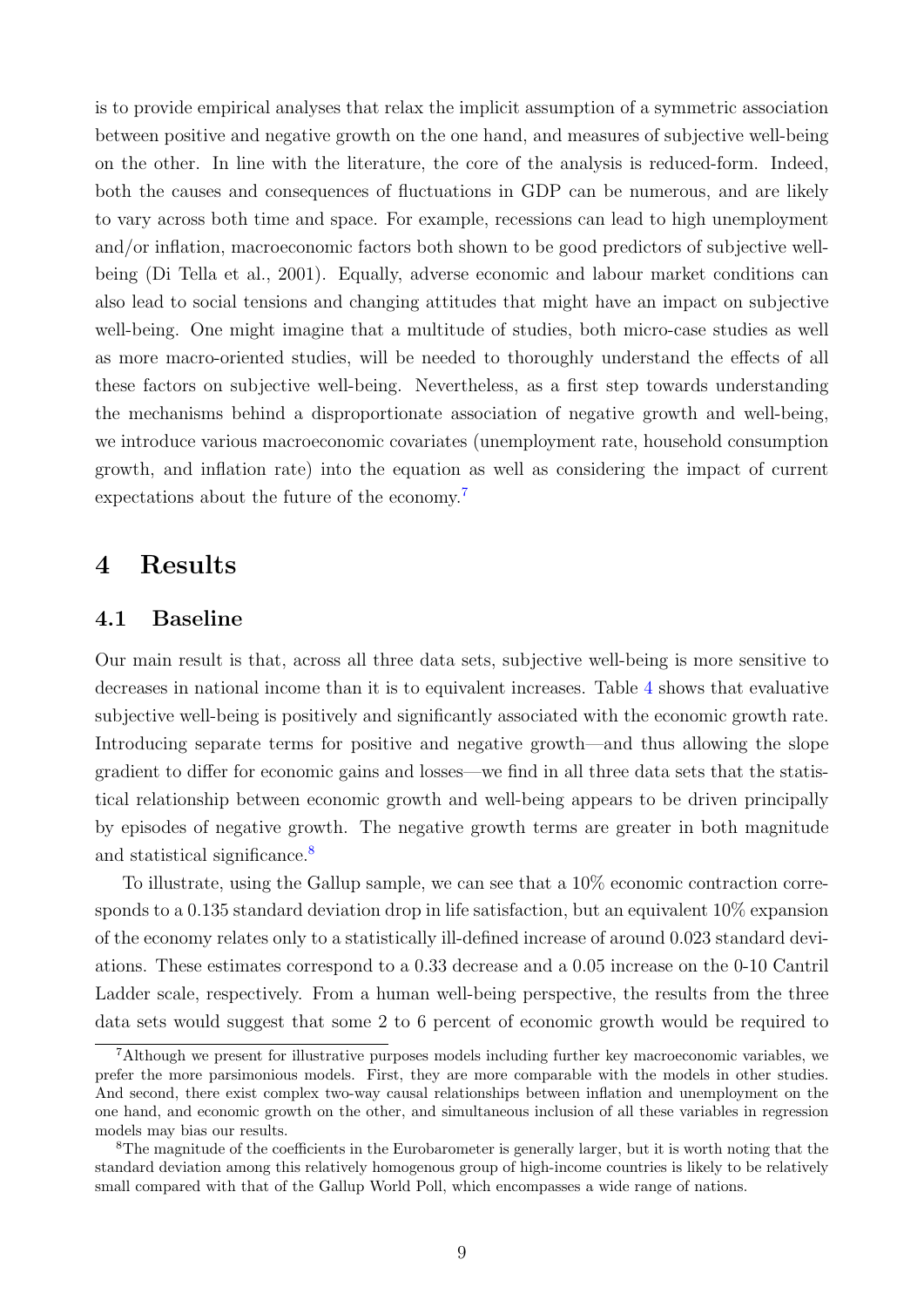is to provide empirical analyses that relax the implicit assumption of a symmetric association between positive and negative growth on the one hand, and measures of subjective well-being on the other. In line with the literature, the core of the analysis is reduced-form. Indeed, both the causes and consequences of fluctuations in GDP can be numerous, and are likely to vary across both time and space. For example, recessions can lead to high unemployment and/or inflation, macroeconomic factors both shown to be good predictors of subjective well-being (Di Tella et al., 2001). Equally, adverse economic and labour market conditions can also lead to social tensions and changing attitudes that might have an impact on subjective well-being. One might imagine that a multitude of studies, both micro-case studies as well as more macro-oriented studies, will be needed to thoroughly understand the effects of all these factors on subjective well-being. Nevertheless, as a first step towards understanding the mechanisms behind a disproportionate association of negative growth and well-being, we introduce various macroeconomic covariates (unemployment rate, household consumption growth, and inflation rate) into the equation as well as considering the impact of current expectations about the future of the economy.[7]

# 4 Results

## 4.1 Baseline

Our main result is that, across all three data sets, subjective well-being is more sensitive to decreases in national income than it is to equivalent increases. Table 4 shows that evaluative subjective well-being is positively and significantly associated with the economic growth rate. Introducing separate terms for positive and negative growth—and thus allowing the slope gradient to differ for economic gains and losses—we find in all three data sets that the statistical relationship between economic growth and well-being appears to be driven principally by episodes of negative growth. The negative growth terms are greater in both magnitude and statistical significance.[8]

To illustrate, using the Gallup sample, we can see that a 10% economic contraction corresponds to a 0.135 standard deviation drop in life satisfaction, but an equivalent 10% expansion of the economy relates only to a statistically ill-defined increase of around 0.023 standard deviations. These estimates correspond to a 0.33 decrease and a 0.05 increase on the 0-10 Cantril Ladder scale, respectively. From a human well-being perspective, the results from the three data sets would suggest that some 2 to 6 percent of economic growth would be required to

[7] Although we present for illustrative purposes models including further key macroeconomic variables, we prefer the more parsimonious models. First, they are more comparable with the models in other studies. And second, there exist complex two-way causal relationships between inflation and unemployment on the one hand, and economic growth on the other, and simultaneous inclusion of all these variables in regression models may bias our results.

[8] The magnitude of the coefficients in the Eurobarometer is generally larger, but it is worth noting that the standard deviation among this relatively homogenous group of high-income countries is likely to be relatively small compared with that of the Gallup World Poll, which encompasses a wide range of nations.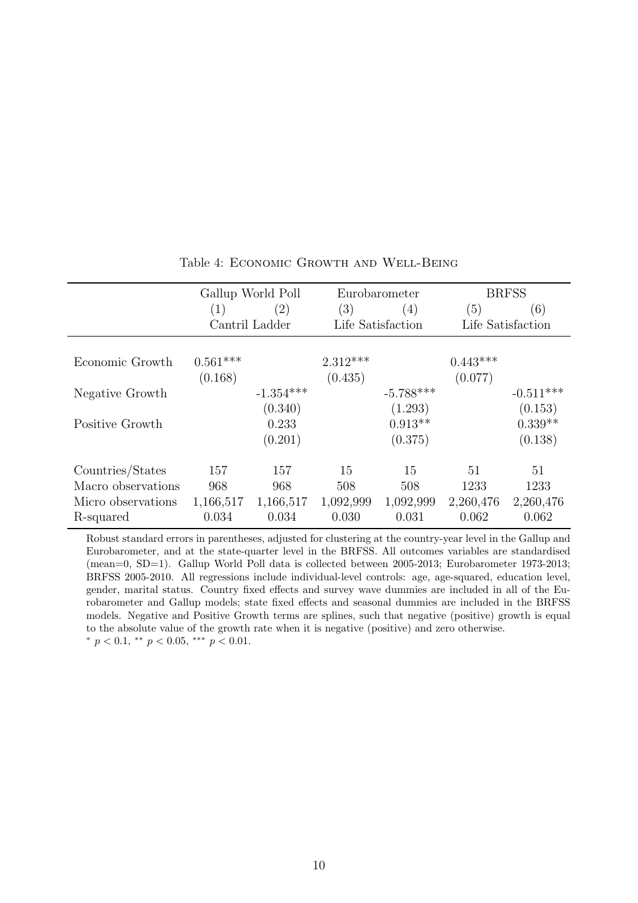Table 4: Economic Growth and Well-Being

| | Gallup World Poll | | Eurobarometer | | BRFSS | |
|---|---|---|---|---|---|---|
| | (1) | (2) | (3) | (4) | (5) | (6) |
| | Cantril Ladder | | Life Satisfaction | | Life Satisfaction | |
| Economic Growth | 0.561*** | | 2.312*** | | 0.443*** | |
| | (0.168) | | (0.435) | | (0.077) | |
| Negative Growth | | -1.354*** | | -5.788*** | | -0.511*** |
| | | (0.340) | | (1.293) | | (0.153) |
| Positive Growth | | 0.233 | | 0.913** | | 0.339** |
| | | (0.201) | | (0.375) | | (0.138) |
| Countries/States | 157 | 157 | 15 | 15 | 51 | 51 |
| Macro observations | 968 | 968 | 508 | 508 | 1233 | 1233 |
| Micro observations | 1,166,517 | 1,166,517 | 1,092,999 | 1,092,999 | 2,260,476 | 2,260,476 |
| R-squared | 0.034 | 0.034 | 0.030 | 0.031 | 0.062 | 0.062 |

Robust standard errors in parentheses, adjusted for clustering at the country-year level in the Gallup and Eurobarometer, and at the state-quarter level in the BRFSS. All outcomes variables are standardised (mean=0, SD=1). Gallup World Poll data is collected between 2005-2013; Eurobarometer 1973-2013; BRFSS 2005-2010. All regressions include individual-level controls: age, age-squared, education level, gender, marital status. Country fixed effects and survey wave dummies are included in all of the Eurobarometer and Gallup models; state fixed effects and seasonal dummies are included in the BRFSS models. Negative and Positive Growth terms are splines, such that negative (positive) growth is equal to the absolute value of the growth rate when it is negative (positive) and zero otherwise.
* $p < 0.1$, ** $p < 0.05$, *** $p < 0.01$.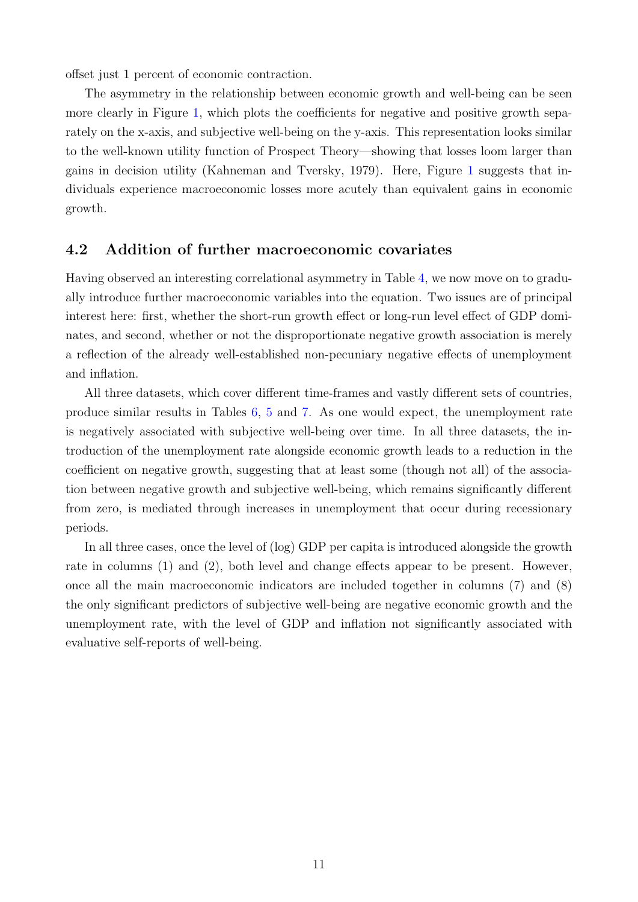offset just 1 percent of economic contraction.

The asymmetry in the relationship between economic growth and well-being can be seen more clearly in Figure 1, which plots the coefficients for negative and positive growth separately on the x-axis, and subjective well-being on the y-axis. This representation looks similar to the well-known utility function of Prospect Theory—showing that losses loom larger than gains in decision utility (Kahneman and Tversky, 1979). Here, Figure 1 suggests that individuals experience macroeconomic losses more acutely than equivalent gains in economic growth.

## 4.2 Addition of further macroeconomic covariates

Having observed an interesting correlational asymmetry in Table 4, we now move on to gradually introduce further macroeconomic variables into the equation. Two issues are of principal interest here: first, whether the short-run growth effect or long-run level effect of GDP dominates, and second, whether or not the disproportionate negative growth association is merely a reflection of the already well-established non-pecuniary negative effects of unemployment and inflation.

All three datasets, which cover different time-frames and vastly different sets of countries, produce similar results in Tables 6, 5 and 7. As one would expect, the unemployment rate is negatively associated with subjective well-being over time. In all three datasets, the introduction of the unemployment rate alongside economic growth leads to a reduction in the coefficient on negative growth, suggesting that at least some (though not all) of the association between negative growth and subjective well-being, which remains significantly different from zero, is mediated through increases in unemployment that occur during recessionary periods.

In all three cases, once the level of (log) GDP per capita is introduced alongside the growth rate in columns (1) and (2), both level and change effects appear to be present. However, once all the main macroeconomic indicators are included together in columns (7) and (8) the only significant predictors of subjective well-being are negative economic growth and the unemployment rate, with the level of GDP and inflation not significantly associated with evaluative self-reports of well-being.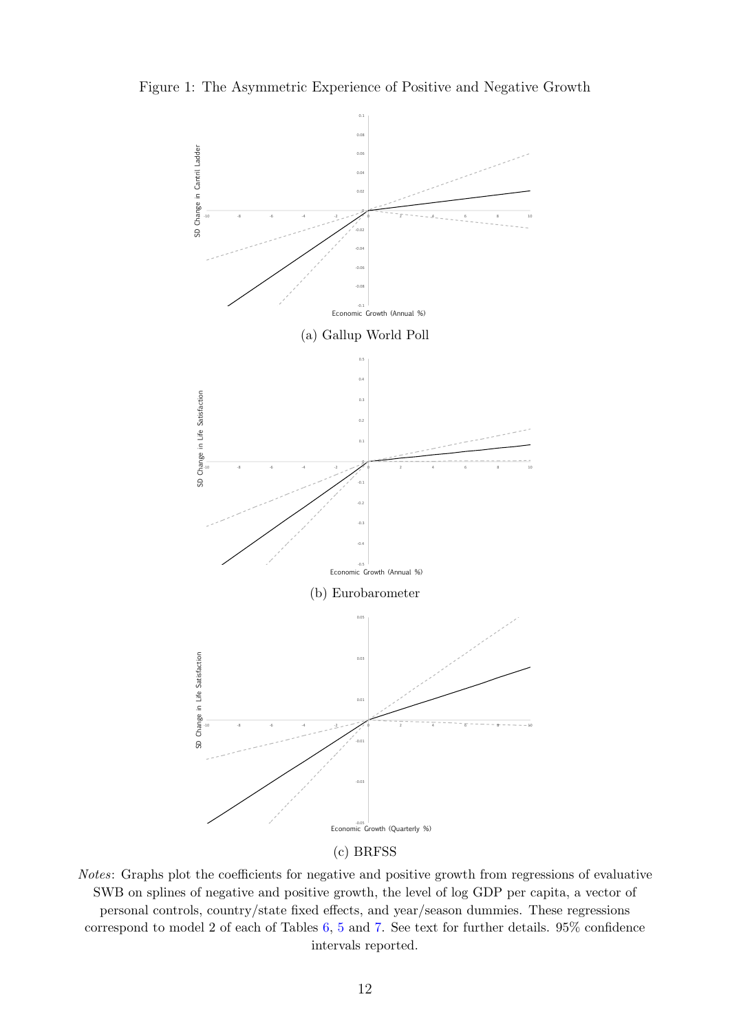Figure 1: The Asymmetric Experience of Positive and Negative Growth

(a) Gallup World Poll

(b) Eurobarometer

(c) BRFSS

*Notes*: Graphs plot the coefficients for negative and positive growth from regressions of evaluative SWB on splines of negative and positive growth, the level of log GDP per capita, a vector of personal controls, country/state fixed effects, and year/season dummies. These regressions correspond to model 2 of each of Tables 6, 5 and 7. See text for further details. 95% confidence intervals reported.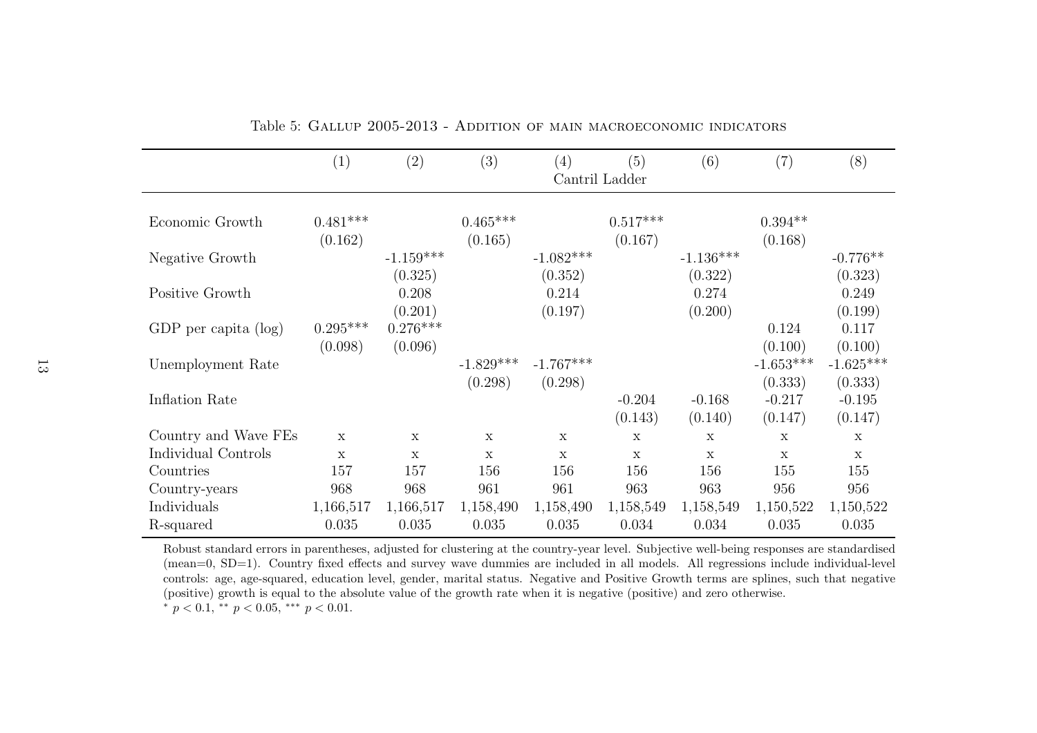Table 5: Gallup 2005-2013 - Addition of main macroeconomic indicators

| | (1) | (2) | (3) | (4) | (5) | (6) | (7) | (8) |
|---|---|---|---|---|---|---|---|---|
| | | | | Cantril Ladder | | | | |
| Economic Growth | 0.481*** | | 0.465*** | | 0.517*** | | 0.394** | |
| | (0.162) | | (0.165) | | (0.167) | | (0.168) | |
| Negative Growth | | -1.159*** | | -1.082*** | | -1.136*** | | -0.776** |
| | | (0.325) | | (0.352) | | (0.322) | | (0.323) |
| Positive Growth | | 0.208 | | 0.214 | | 0.274 | | 0.249 |
| | | (0.201) | | (0.197) | | (0.200) | | (0.199) |
| GDP per capita (log) | 0.295*** | 0.276*** | | | | | 0.124 | 0.117 |
| | (0.098) | (0.096) | | | | | (0.100) | (0.100) |
| Unemployment Rate | | | -1.829*** | -1.767*** | | | -1.653*** | -1.625*** |
| | | | (0.298) | (0.298) | | | (0.333) | (0.333) |
| Inflation Rate | | | | | -0.204 | -0.168 | -0.217 | -0.195 |
| | | | | | (0.143) | (0.140) | (0.147) | (0.147) |
| Country and Wave FEs | x | x | x | x | x | x | x | x |
| Individual Controls | x | x | x | x | x | x | x | x |
| Countries | 157 | 157 | 156 | 156 | 156 | 156 | 155 | 155 |
| Country-years | 968 | 968 | 961 | 961 | 963 | 963 | 956 | 956 |
| Individuals | 1,166,517 | 1,166,517 | 1,158,490 | 1,158,490 | 1,158,549 | 1,158,549 | 1,150,522 | 1,150,522 |
| R-squared | 0.035 | 0.035 | 0.035 | 0.035 | 0.034 | 0.034 | 0.035 | 0.035 |

Robust standard errors in parentheses, adjusted for clustering at the country-year level. Subjective well-being responses are standardised (mean=0, SD=1). Country fixed effects and survey wave dummies are included in all models. All regressions include individual-level controls: age, age-squared, education level, gender, marital status. Negative and Positive Growth terms are splines, such that negative (positive) growth is equal to the absolute value of the growth rate when it is negative (positive) and zero otherwise.

$^{*}$ $p < 0.1$, $^{**}$ $p < 0.05$, $^{***}$ $p < 0.01$.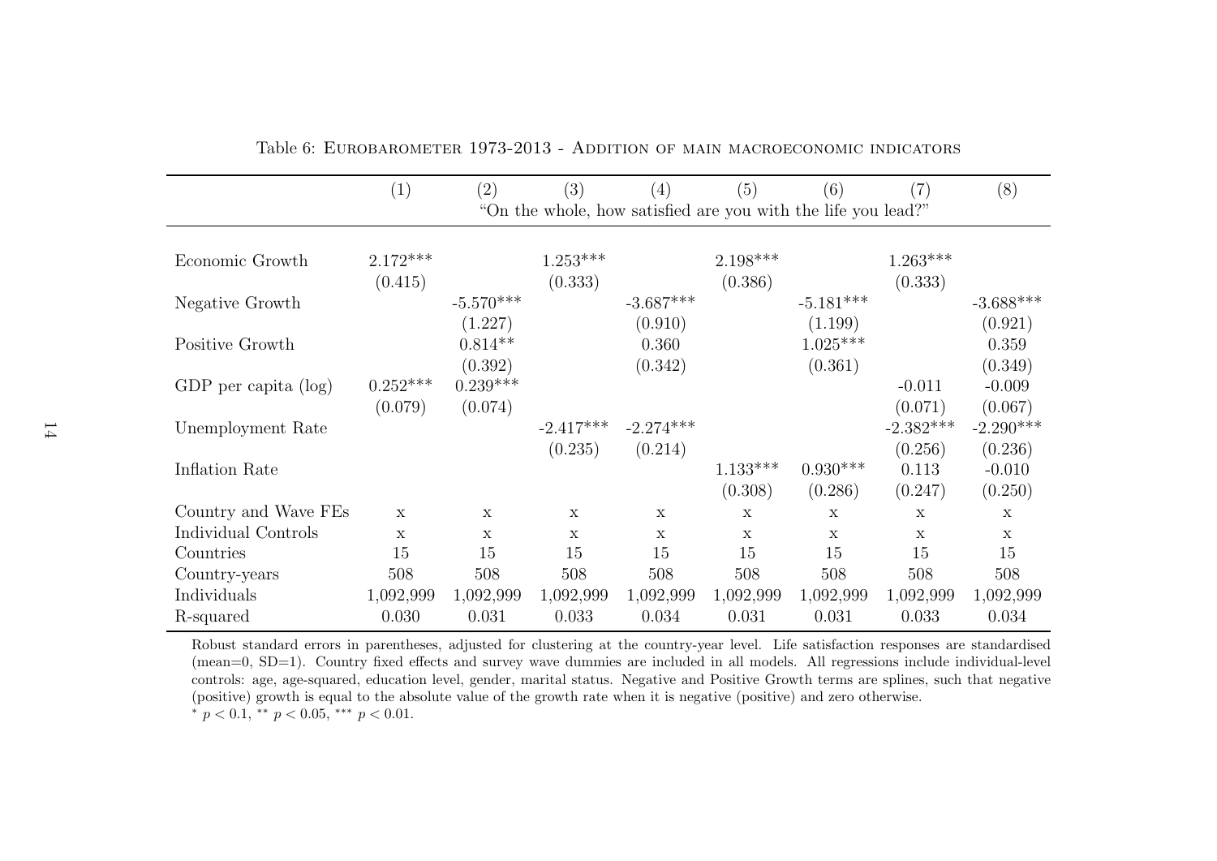Table 6: Eurobarometer 1973-2013 - Addition of main macroeconomic indicators

| | (1) | (2) | (3) | (4) | (5) | (6) | (7) | (8) |
|---|---|---|---|---|---|---|---|---|
| | "On the whole, how satisfied are you with the life you lead?" | | | | | | | |
| Economic Growth | 2.172*** | | 1.253*** | | 2.198*** | | 1.263*** | |
| | (0.415) | | (0.333) | | (0.386) | | (0.333) | |
| Negative Growth | | -5.570*** | | -3.687*** | | -5.181*** | | -3.688*** |
| | | (1.227) | | (0.910) | | (1.199) | | (0.921) |
| Positive Growth | | 0.814** | | 0.360 | | 1.025*** | | 0.359 |
| | | (0.392) | | (0.342) | | (0.361) | | (0.349) |
| GDP per capita (log) | 0.252*** | 0.239*** | | | | | -0.011 | -0.009 |
| | (0.079) | (0.074) | | | | | (0.071) | (0.067) |
| Unemployment Rate | | | -2.417*** | -2.274*** | | | -2.382*** | -2.290*** |
| | | | (0.235) | (0.214) | | | (0.256) | (0.236) |
| Inflation Rate | | | | | 1.133*** | 0.930*** | 0.113 | -0.010 |
| | | | | | (0.308) | (0.286) | (0.247) | (0.250) |
| Country and Wave FEs | x | x | x | x | x | x | x | x |
| Individual Controls | x | x | x | x | x | x | x | x |
| Countries | 15 | 15 | 15 | 15 | 15 | 15 | 15 | 15 |
| Country-years | 508 | 508 | 508 | 508 | 508 | 508 | 508 | 508 |
| Individuals | 1,092,999 | 1,092,999 | 1,092,999 | 1,092,999 | 1,092,999 | 1,092,999 | 1,092,999 | 1,092,999 |
| R-squared | 0.030 | 0.031 | 0.033 | 0.034 | 0.031 | 0.031 | 0.033 | 0.034 |

Robust standard errors in parentheses, adjusted for clustering at the country-year level. Life satisfaction responses are standardised (mean=0, SD=1). Country fixed effects and survey wave dummies are included in all models. All regressions include individual-level controls: age, age-squared, education level, gender, marital status. Negative and Positive Growth terms are splines, such that negative (positive) growth is equal to the absolute value of the growth rate when it is negative (positive) and zero otherwise.
* $p < 0.1$, ** $p < 0.05$, *** $p < 0.01$.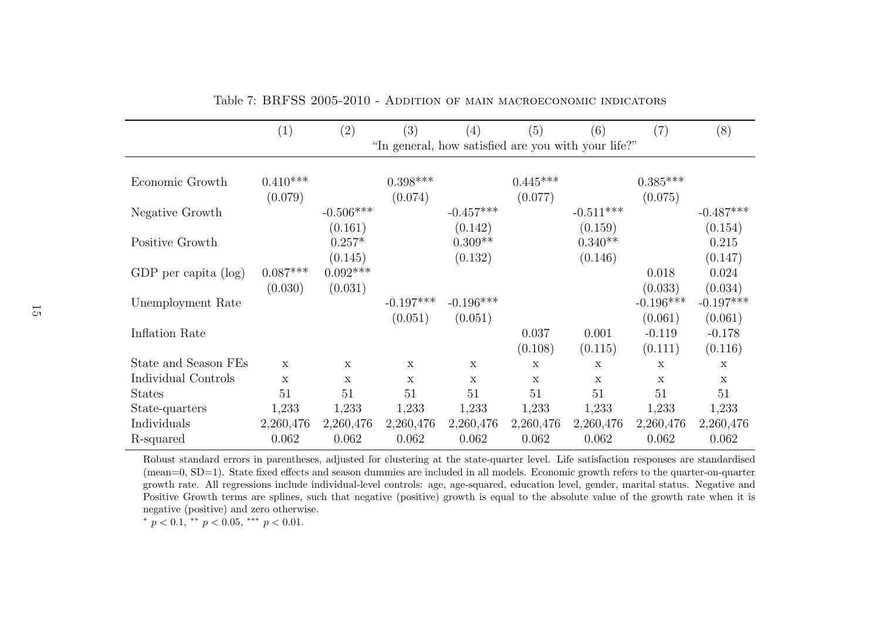Table 7: BRFSS 2005-2010 - Addition of main macroeconomic indicators

| | (1) | (2) | (3) | (4) | (5) | (6) | (7) | (8) |
|---|---|---|---|---|---|---|---|---|
| | "In general, how satisfied are you with your life?" | | | | | | | |
| Economic Growth | 0.410*** | | 0.398*** | | 0.445*** | | 0.385*** | |
| | (0.079) | | (0.074) | | (0.077) | | (0.075) | |
| Negative Growth | | -0.506*** | | -0.457*** | | -0.511*** | | -0.487*** |
| | | (0.161) | | (0.142) | | (0.159) | | (0.154) |
| Positive Growth | | 0.257* | | 0.309** | | 0.340** | | 0.215 |
| | | (0.145) | | (0.132) | | (0.146) | | (0.147) |
| GDP per capita (log) | 0.087*** | 0.092*** | | | | | 0.018 | 0.024 |
| | (0.030) | (0.031) | | | | | (0.033) | (0.034) |
| Unemployment Rate | | | -0.197*** | -0.196*** | | | -0.196*** | -0.197*** |
| | | | (0.051) | (0.051) | | | (0.061) | (0.061) |
| Inflation Rate | | | | | 0.037 | 0.001 | -0.119 | -0.178 |
| | | | | | (0.108) | (0.115) | (0.111) | (0.116) |
| State and Season FEs | x | x | x | x | x | x | x | x |
| Individual Controls | x | x | x | x | x | x | x | x |
| States | 51 | 51 | 51 | 51 | 51 | 51 | 51 | 51 |
| State-quarters | 1,233 | 1,233 | 1,233 | 1,233 | 1,233 | 1,233 | 1,233 | 1,233 |
| Individuals | 2,260,476 | 2,260,476 | 2,260,476 | 2,260,476 | 2,260,476 | 2,260,476 | 2,260,476 | 2,260,476 |
| R-squared | 0.062 | 0.062 | 0.062 | 0.062 | 0.062 | 0.062 | 0.062 | 0.062 |

Robust standard errors in parentheses, adjusted for clustering at the state-quarter level. Life satisfaction responses are standardised (mean=0, SD=1). State fixed effects and season dummies are included in all models. Economic growth refers to the quarter-on-quarter growth rate. All regressions include individual-level controls: age, age-squared, education level, gender, marital status. Negative and Positive Growth terms are splines, such that negative (positive) growth is equal to the absolute value of the growth rate when it is negative (positive) and zero otherwise.

* $p < 0.1$, ** $p < 0.05$, *** $p < 0.01$.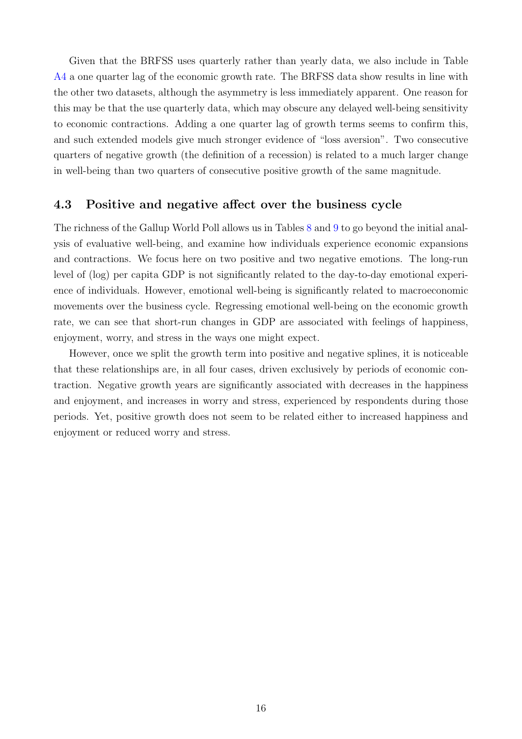Given that the BRFSS uses quarterly rather than yearly data, we also include in Table A4 a one quarter lag of the economic growth rate. The BRFSS data show results in line with the other two datasets, although the asymmetry is less immediately apparent. One reason for this may be that the use quarterly data, which may obscure any delayed well-being sensitivity to economic contractions. Adding a one quarter lag of growth terms seems to confirm this, and such extended models give much stronger evidence of "loss aversion". Two consecutive quarters of negative growth (the definition of a recession) is related to a much larger change in well-being than two quarters of consecutive positive growth of the same magnitude.

### 4.3 Positive and negative affect over the business cycle

The richness of the Gallup World Poll allows us in Tables 8 and 9 to go beyond the initial analysis of evaluative well-being, and examine how individuals experience economic expansions and contractions. We focus here on two positive and two negative emotions. The long-run level of (log) per capita GDP is not significantly related to the day-to-day emotional experience of individuals. However, emotional well-being is significantly related to macroeconomic movements over the business cycle. Regressing emotional well-being on the economic growth rate, we can see that short-run changes in GDP are associated with feelings of happiness, enjoyment, worry, and stress in the ways one might expect.

However, once we split the growth term into positive and negative splines, it is noticeable that these relationships are, in all four cases, driven exclusively by periods of economic contraction. Negative growth years are significantly associated with decreases in the happiness and enjoyment, and increases in worry and stress, experienced by respondents during those periods. Yet, positive growth does not seem to be related either to increased happiness and enjoyment or reduced worry and stress.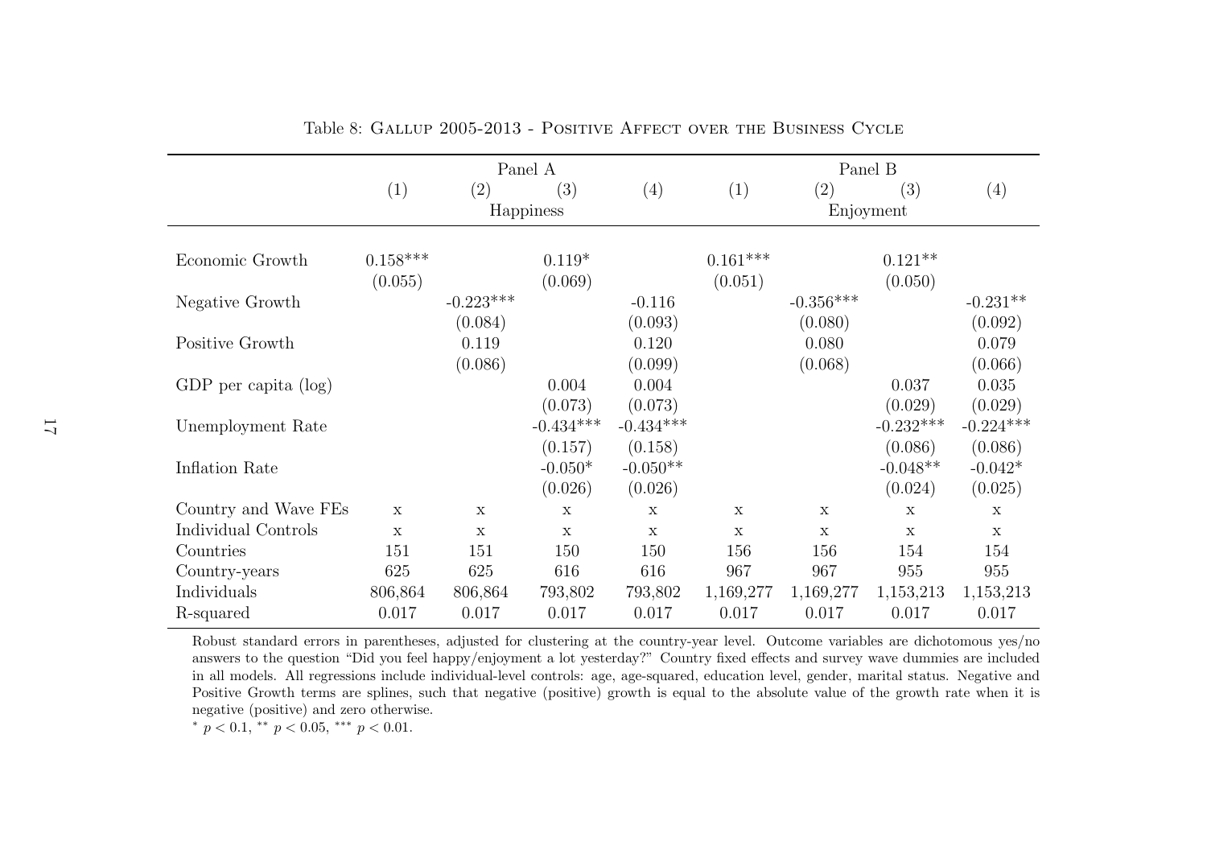Table 8: Gallup 2005-2013 - Positive Affect over the Business Cycle

| | Panel A | | | | Panel B | | | |
|---|---|---|---|---|---|---|---|---|
| | (1) | (2) | (3) | (4) | (1) | (2) | (3) | (4) |
| | Happiness | | | | Enjoyment | | | |
| Economic Growth | 0.158*** | | 0.119* | | 0.161*** | | 0.121** | |
| | (0.055) | | (0.069) | | (0.051) | | (0.050) | |
| Negative Growth | | -0.223*** | | -0.116 | | -0.356*** | | -0.231** |
| | | (0.084) | | (0.093) | | (0.080) | | (0.092) |
| Positive Growth | | 0.119 | | 0.120 | | 0.080 | | 0.079 |
| | | (0.086) | | (0.099) | | (0.068) | | (0.066) |
| GDP per capita (log) | | | 0.004 | 0.004 | | | 0.037 | 0.035 |
| | | | (0.073) | (0.073) | | | (0.029) | (0.029) |
| Unemployment Rate | | | -0.434*** | -0.434*** | | | -0.232*** | -0.224*** |
| | | | (0.157) | (0.158) | | | (0.086) | (0.086) |
| Inflation Rate | | | -0.050* | -0.050** | | | -0.048** | -0.042* |
| | | | (0.026) | (0.026) | | | (0.024) | (0.025) |
| Country and Wave FEs | x | x | x | x | x | x | x | x |
| Individual Controls | x | x | x | x | x | x | x | x |
| Countries | 151 | 151 | 150 | 150 | 156 | 156 | 154 | 154 |
| Country-years | 625 | 625 | 616 | 616 | 967 | 967 | 955 | 955 |
| Individuals | 806,864 | 806,864 | 793,802 | 793,802 | 1,169,277 | 1,169,277 | 1,153,213 | 1,153,213 |
| R-squared | 0.017 | 0.017 | 0.017 | 0.017 | 0.017 | 0.017 | 0.017 | 0.017 |

Robust standard errors in parentheses, adjusted for clustering at the country-year level. Outcome variables are dichotomous yes/no answers to the question "Did you feel happy/enjoyment a lot yesterday?" Country fixed effects and survey wave dummies are included in all models. All regressions include individual-level controls: age, age-squared, education level, gender, marital status. Negative and Positive Growth terms are splines, such that negative (positive) growth is equal to the absolute value of the growth rate when it is negative (positive) and zero otherwise.

$^{*}$ $p < 0.1$, $^{**}$ $p < 0.05$, $^{***}$ $p < 0.01$.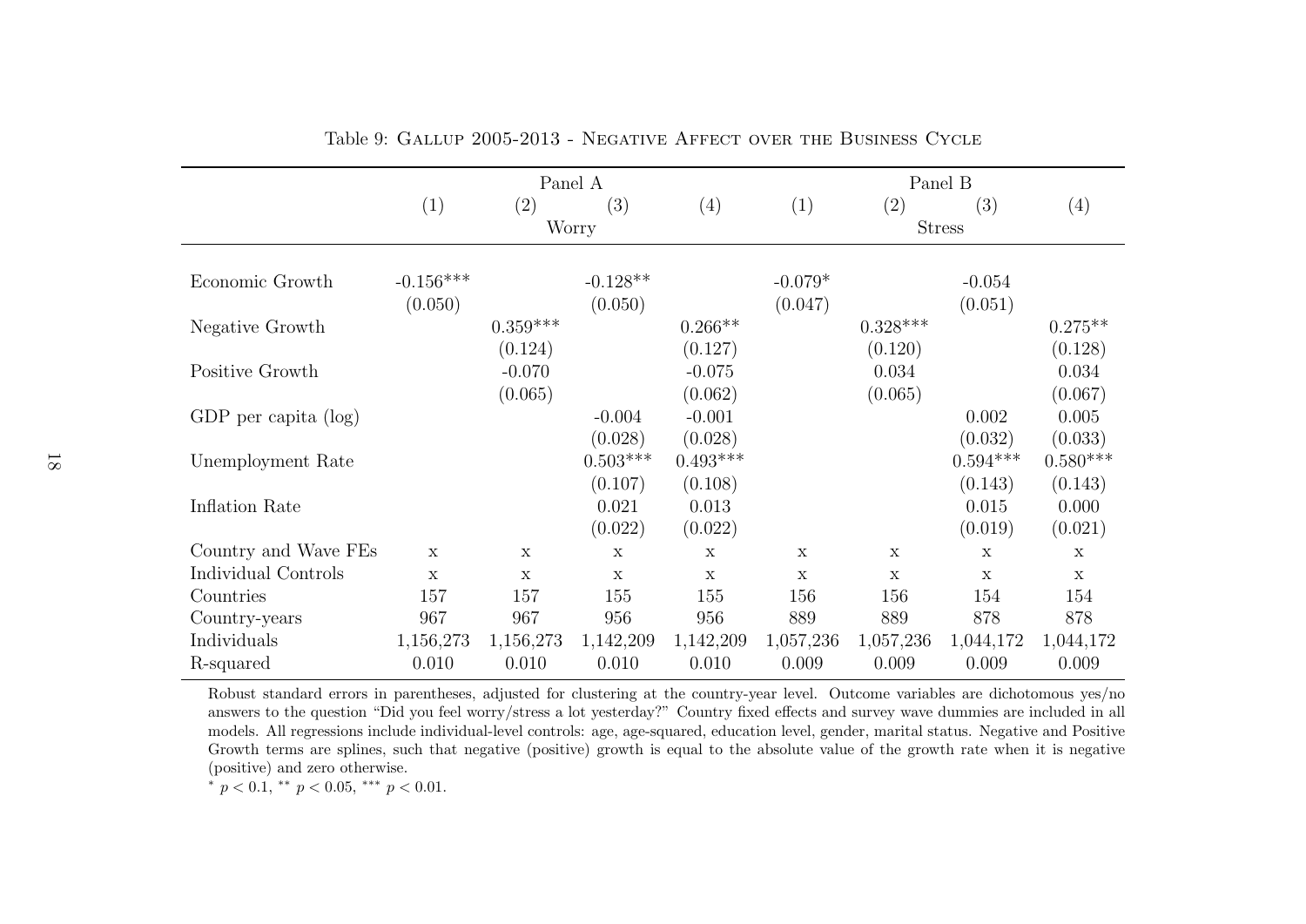Table 9: Gallup 2005-2013 - Negative Affect over the Business Cycle

| | Panel A | | | | Panel B | | | |
|---|---|---|---|---|---|---|---|---|
| | (1) | (2) | (3) | (4) | (1) | (2) | (3) | (4) |
| | Worry | | | | Stress | | | |
| Economic Growth | -0.156*** | | -0.128** | | -0.079* | | -0.054 | |
| | (0.050) | | (0.050) | | (0.047) | | (0.051) | |
| Negative Growth | | 0.359*** | | 0.266** | | 0.328*** | | 0.275** |
| | | (0.124) | | (0.127) | | (0.120) | | (0.128) |
| Positive Growth | | -0.070 | | -0.075 | | 0.034 | | 0.034 |
| | | (0.065) | | (0.062) | | (0.065) | | (0.067) |
| GDP per capita (log) | | | -0.004 | -0.001 | | | 0.002 | 0.005 |
| | | | (0.028) | (0.028) | | | (0.032) | (0.033) |
| Unemployment Rate | | | 0.503*** | 0.493*** | | | 0.594*** | 0.580*** |
| | | | (0.107) | (0.108) | | | (0.143) | (0.143) |
| Inflation Rate | | | 0.021 | 0.013 | | | 0.015 | 0.000 |
| | | | (0.022) | (0.022) | | | (0.019) | (0.021) |
| Country and Wave FEs | x | x | x | x | x | x | x | x |
| Individual Controls | x | x | x | x | x | x | x | x |
| Countries | 157 | 157 | 155 | 155 | 156 | 156 | 154 | 154 |
| Country-years | 967 | 967 | 956 | 956 | 889 | 889 | 878 | 878 |
| Individuals | 1,156,273 | 1,156,273 | 1,142,209 | 1,142,209 | 1,057,236 | 1,057,236 | 1,044,172 | 1,044,172 |
| R-squared | 0.010 | 0.010 | 0.010 | 0.010 | 0.009 | 0.009 | 0.009 | 0.009 |

Robust standard errors in parentheses, adjusted for clustering at the country-year level. Outcome variables are dichotomous yes/no answers to the question "Did you feel worry/stress a lot yesterday?" Country fixed effects and survey wave dummies are included in all models. All regressions include individual-level controls: age, age-squared, education level, gender, marital status. Negative and Positive Growth terms are splines, such that negative (positive) growth is equal to the absolute value of the growth rate when it is negative (positive) and zero otherwise.

* $p < 0.1$, ** $p < 0.05$, *** $p < 0.01$.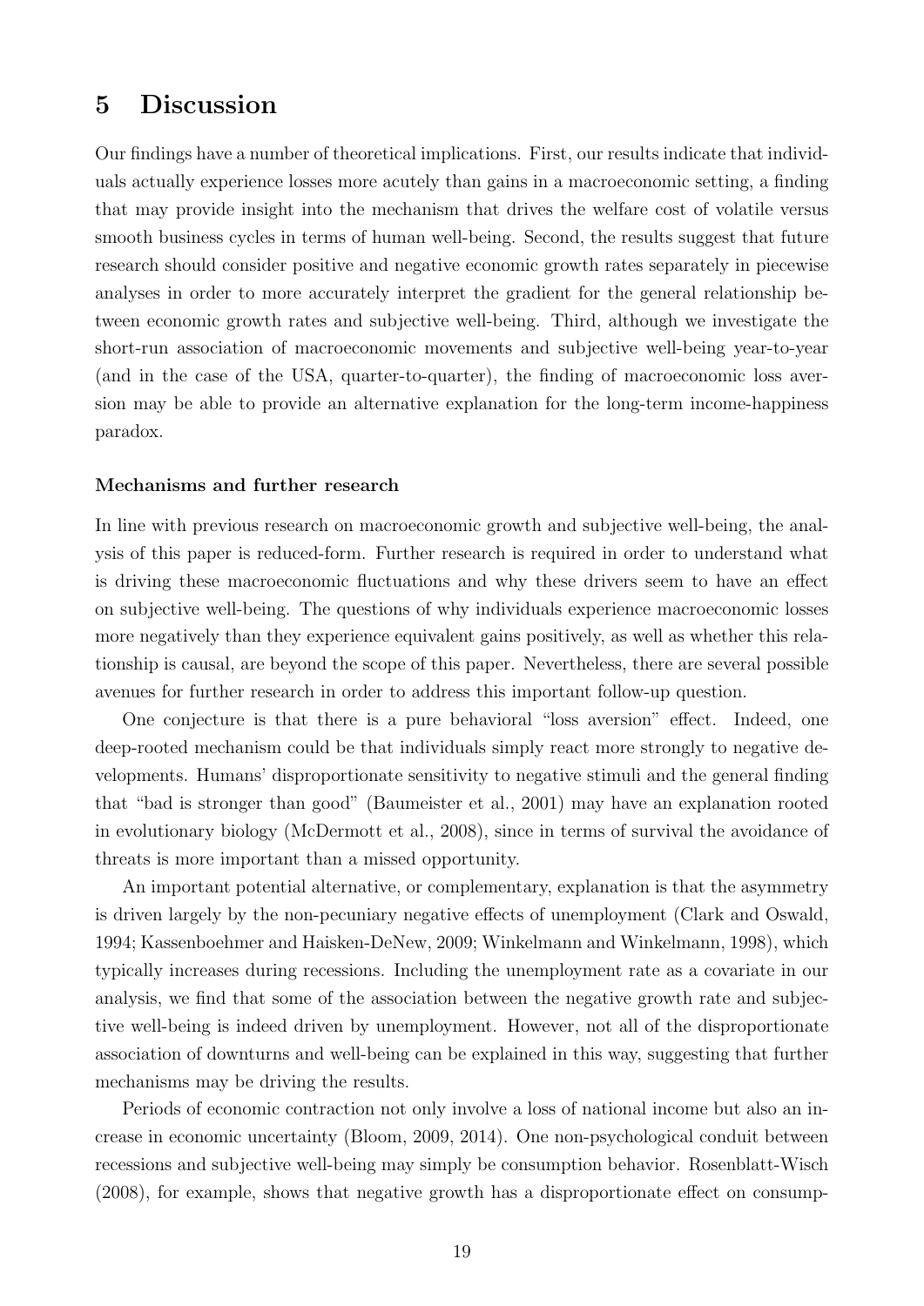# 5 Discussion

Our findings have a number of theoretical implications. First, our results indicate that individuals actually experience losses more acutely than gains in a macroeconomic setting, a finding that may provide insight into the mechanism that drives the welfare cost of volatile versus smooth business cycles in terms of human well-being. Second, the results suggest that future research should consider positive and negative economic growth rates separately in piecewise analyses in order to more accurately interpret the gradient for the general relationship between economic growth rates and subjective well-being. Third, although we investigate the short-run association of macroeconomic movements and subjective well-being year-to-year (and in the case of the USA, quarter-to-quarter), the finding of macroeconomic loss aversion may be able to provide an alternative explanation for the long-term income-happiness paradox.

**Mechanisms and further research**

In line with previous research on macroeconomic growth and subjective well-being, the analysis of this paper is reduced-form. Further research is required in order to understand what is driving these macroeconomic fluctuations and why these drivers seem to have an effect on subjective well-being. The questions of why individuals experience macroeconomic losses more negatively than they experience equivalent gains positively, as well as whether this relationship is causal, are beyond the scope of this paper. Nevertheless, there are several possible avenues for further research in order to address this important follow-up question.

One conjecture is that there is a pure behavioral "loss aversion" effect. Indeed, one deep-rooted mechanism could be that individuals simply react more strongly to negative developments. Humans' disproportionate sensitivity to negative stimuli and the general finding that "bad is stronger than good" (Baumeister et al., 2001) may have an explanation rooted in evolutionary biology (McDermott et al., 2008), since in terms of survival the avoidance of threats is more important than a missed opportunity.

An important potential alternative, or complementary, explanation is that the asymmetry is driven largely by the non-pecuniary negative effects of unemployment (Clark and Oswald, 1994; Kassenboehmer and Haisken-DeNew, 2009; Winkelmann and Winkelmann, 1998), which typically increases during recessions. Including the unemployment rate as a covariate in our analysis, we find that some of the association between the negative growth rate and subjective well-being is indeed driven by unemployment. However, not all of the disproportionate association of downturns and well-being can be explained in this way, suggesting that further mechanisms may be driving the results.

Periods of economic contraction not only involve a loss of national income but also an increase in economic uncertainty (Bloom, 2009, 2014). One non-psychological conduit between recessions and subjective well-being may simply be consumption behavior. Rosenblatt-Wisch (2008), for example, shows that negative growth has a disproportionate effect on consump-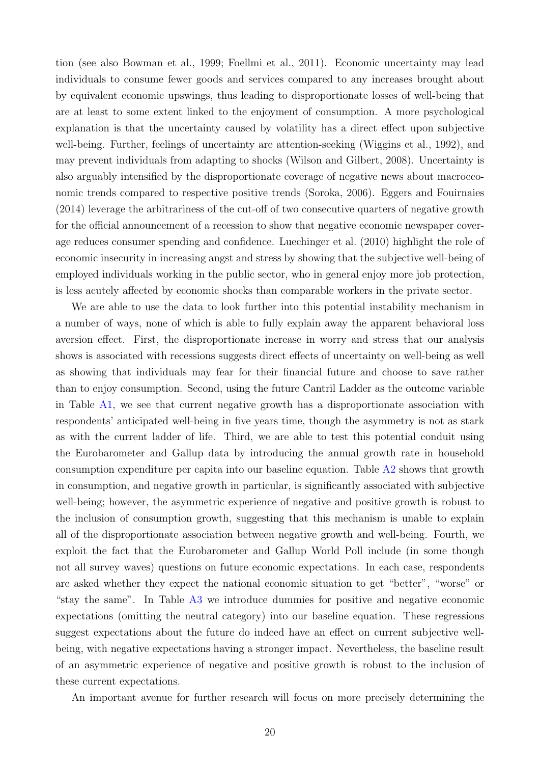tion (see also Bowman et al., 1999; Foellmi et al., 2011). Economic uncertainty may lead individuals to consume fewer goods and services compared to any increases brought about by equivalent economic upswings, thus leading to disproportionate losses of well-being that are at least to some extent linked to the enjoyment of consumption. A more psychological explanation is that the uncertainty caused by volatility has a direct effect upon subjective well-being. Further, feelings of uncertainty are attention-seeking (Wiggins et al., 1992), and may prevent individuals from adapting to shocks (Wilson and Gilbert, 2008). Uncertainty is also arguably intensified by the disproportionate coverage of negative news about macroeconomic trends compared to respective positive trends (Soroka, 2006). Eggers and Fouirnaies (2014) leverage the arbitrariness of the cut-off of two consecutive quarters of negative growth for the official announcement of a recession to show that negative economic newspaper coverage reduces consumer spending and confidence. Luechinger et al. (2010) highlight the role of economic insecurity in increasing angst and stress by showing that the subjective well-being of employed individuals working in the public sector, who in general enjoy more job protection, is less acutely affected by economic shocks than comparable workers in the private sector.

We are able to use the data to look further into this potential instability mechanism in a number of ways, none of which is able to fully explain away the apparent behavioral loss aversion effect. First, the disproportionate increase in worry and stress that our analysis shows is associated with recessions suggests direct effects of uncertainty on well-being as well as showing that individuals may fear for their financial future and choose to save rather than to enjoy consumption. Second, using the future Cantril Ladder as the outcome variable in Table A1, we see that current negative growth has a disproportionate association with respondents' anticipated well-being in five years time, though the asymmetry is not as stark as with the current ladder of life. Third, we are able to test this potential conduit using the Eurobarometer and Gallup data by introducing the annual growth rate in household consumption expenditure per capita into our baseline equation. Table A2 shows that growth in consumption, and negative growth in particular, is significantly associated with subjective well-being; however, the asymmetric experience of negative and positive growth is robust to the inclusion of consumption growth, suggesting that this mechanism is unable to explain all of the disproportionate association between negative growth and well-being. Fourth, we exploit the fact that the Eurobarometer and Gallup World Poll include (in some though not all survey waves) questions on future economic expectations. In each case, respondents are asked whether they expect the national economic situation to get "better", "worse" or "stay the same". In Table A3 we introduce dummies for positive and negative economic expectations (omitting the neutral category) into our baseline equation. These regressions suggest expectations about the future do indeed have an effect on current subjective well-being, with negative expectations having a stronger impact. Nevertheless, the baseline result of an asymmetric experience of negative and positive growth is robust to the inclusion of these current expectations.

An important avenue for further research will focus on more precisely determining the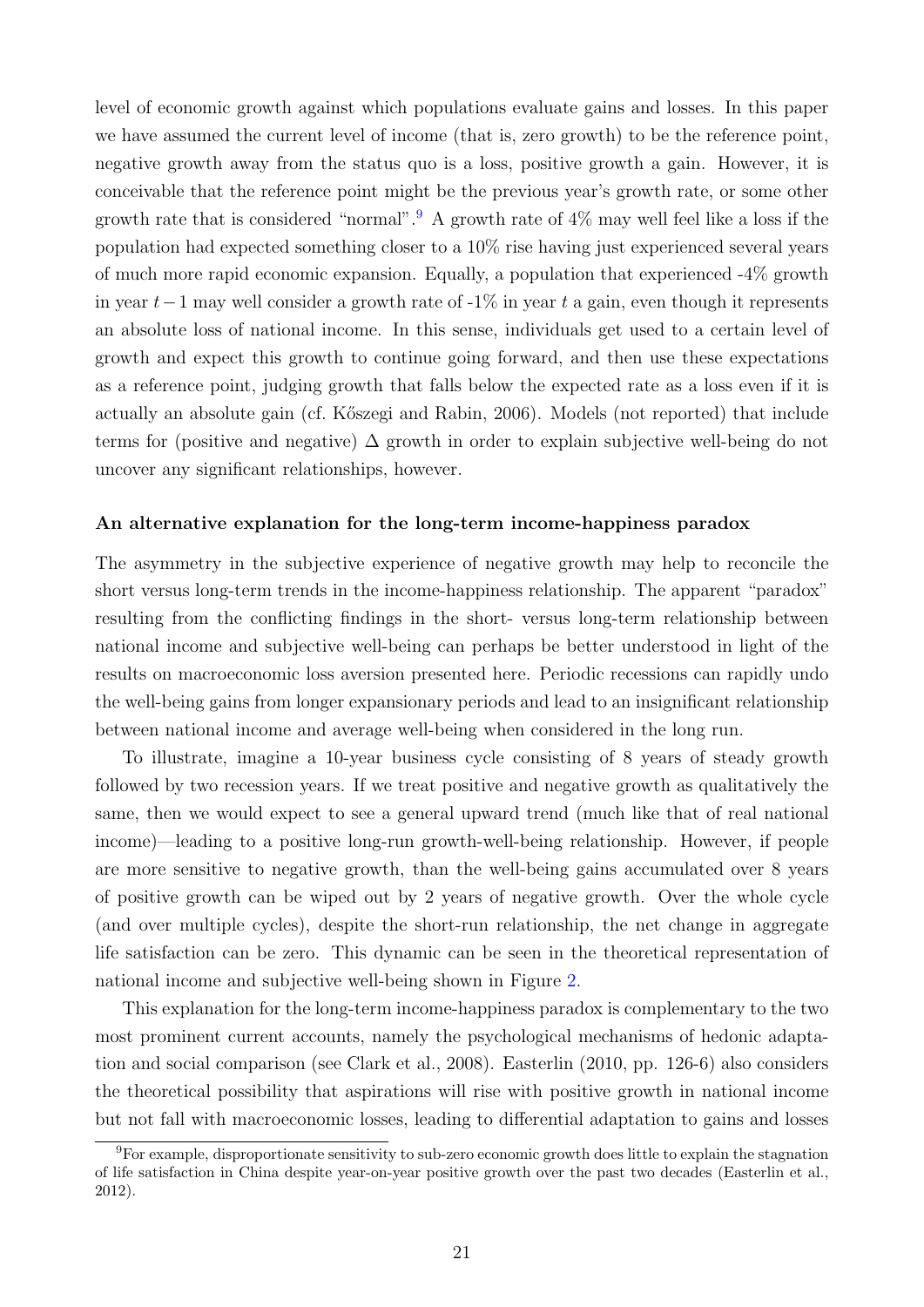level of economic growth against which populations evaluate gains and losses. In this paper we have assumed the current level of income (that is, zero growth) to be the reference point, negative growth away from the status quo is a loss, positive growth a gain. However, it is conceivable that the reference point might be the previous year's growth rate, or some other growth rate that is considered "normal".[9] A growth rate of 4% may well feel like a loss if the population had expected something closer to a 10% rise having just experienced several years of much more rapid economic expansion. Equally, a population that experienced -4% growth in year $t-1$ may well consider a growth rate of -1% in year $t$ a gain, even though it represents an absolute loss of national income. In this sense, individuals get used to a certain level of growth and expect this growth to continue going forward, and then use these expectations as a reference point, judging growth that falls below the expected rate as a loss even if it is actually an absolute gain (cf. Kőszegi and Rabin, 2006). Models (not reported) that include terms for (positive and negative) $\Delta$ growth in order to explain subjective well-being do not uncover any significant relationships, however.

#### An alternative explanation for the long-term income-happiness paradox

The asymmetry in the subjective experience of negative growth may help to reconcile the short versus long-term trends in the income-happiness relationship. The apparent "paradox" resulting from the conflicting findings in the short- versus long-term relationship between national income and subjective well-being can perhaps be better understood in light of the results on macroeconomic loss aversion presented here. Periodic recessions can rapidly undo the well-being gains from longer expansionary periods and lead to an insignificant relationship between national income and average well-being when considered in the long run.

To illustrate, imagine a 10-year business cycle consisting of 8 years of steady growth followed by two recession years. If we treat positive and negative growth as qualitatively the same, then we would expect to see a general upward trend (much like that of real national income)—leading to a positive long-run growth-well-being relationship. However, if people are more sensitive to negative growth, than the well-being gains accumulated over 8 years of positive growth can be wiped out by 2 years of negative growth. Over the whole cycle (and over multiple cycles), despite the short-run relationship, the net change in aggregate life satisfaction can be zero. This dynamic can be seen in the theoretical representation of national income and subjective well-being shown in Figure 2.

This explanation for the long-term income-happiness paradox is complementary to the two most prominent current accounts, namely the psychological mechanisms of hedonic adaptation and social comparison (see Clark et al., 2008). Easterlin (2010, pp. 126-6) also considers the theoretical possibility that aspirations will rise with positive growth in national income but not fall with macroeconomic losses, leading to differential adaptation to gains and losses

[9] For example, disproportionate sensitivity to sub-zero economic growth does little to explain the stagnation of life satisfaction in China despite year-on-year positive growth over the past two decades (Easterlin et al., 2012).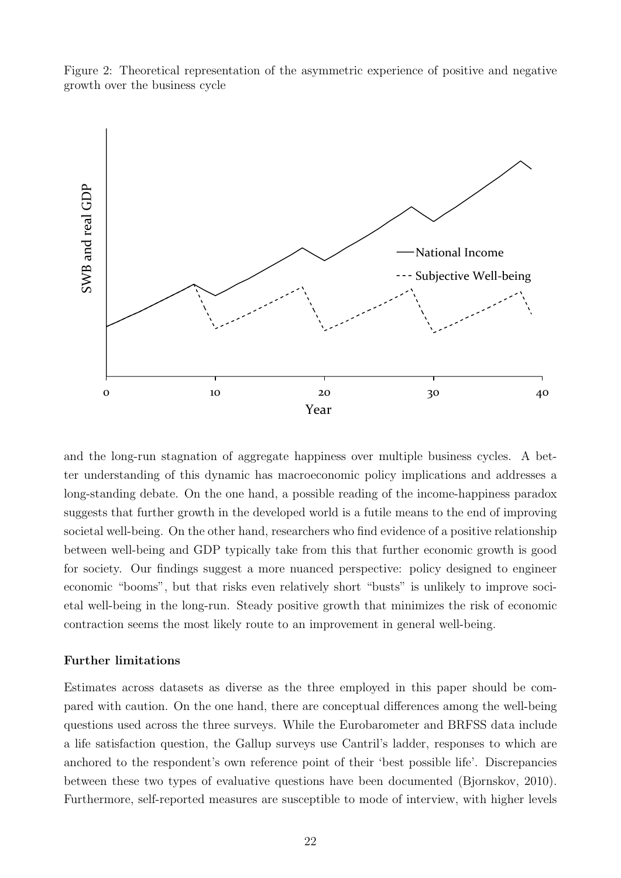Figure 2: Theoretical representation of the asymmetric experience of positive and negative growth over the business cycle

and the long-run stagnation of aggregate happiness over multiple business cycles. A better understanding of this dynamic has macroeconomic policy implications and addresses a long-standing debate. On the one hand, a possible reading of the income-happiness paradox suggests that further growth in the developed world is a futile means to the end of improving societal well-being. On the other hand, researchers who find evidence of a positive relationship between well-being and GDP typically take from this that further economic growth is good for society. Our findings suggest a more nuanced perspective: policy designed to engineer economic "booms", but that risks even relatively short "busts" is unlikely to improve societal well-being in the long-run. Steady positive growth that minimizes the risk of economic contraction seems the most likely route to an improvement in general well-being.

**Further limitations**

Estimates across datasets as diverse as the three employed in this paper should be compared with caution. On the one hand, there are conceptual differences among the well-being questions used across the three surveys. While the Eurobarometer and BRFSS data include a life satisfaction question, the Gallup surveys use Cantril's ladder, responses to which are anchored to the respondent's own reference point of their 'best possible life'. Discrepancies between these two types of evaluative questions have been documented (Bjornskov, 2010). Furthermore, self-reported measures are susceptible to mode of interview, with higher levels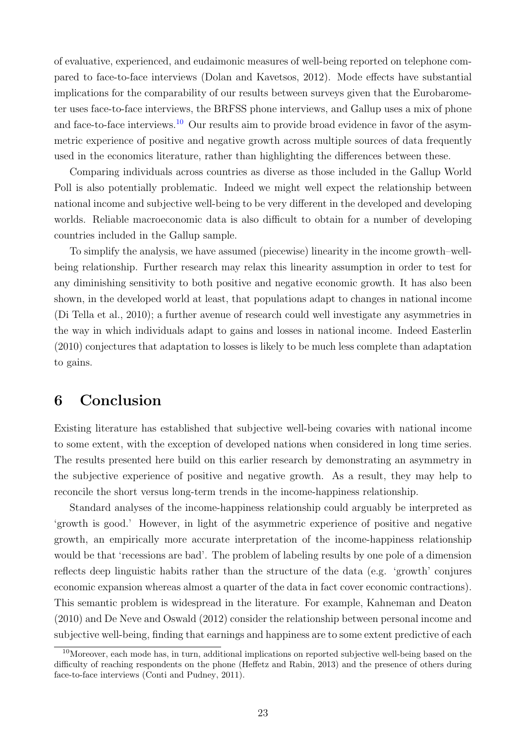of evaluative, experienced, and eudaimonic measures of well-being reported on telephone compared to face-to-face interviews (Dolan and Kavetsos, 2012). Mode effects have substantial implications for the comparability of our results between surveys given that the Eurobarometer uses face-to-face interviews, the BRFSS phone interviews, and Gallup uses a mix of phone and face-to-face interviews.[10] Our results aim to provide broad evidence in favor of the asymmetric experience of positive and negative growth across multiple sources of data frequently used in the economics literature, rather than highlighting the differences between these.

Comparing individuals across countries as diverse as those included in the Gallup World Poll is also potentially problematic. Indeed we might well expect the relationship between national income and subjective well-being to be very different in the developed and developing worlds. Reliable macroeconomic data is also difficult to obtain for a number of developing countries included in the Gallup sample.

To simplify the analysis, we have assumed (piecewise) linearity in the income growth–well-being relationship. Further research may relax this linearity assumption in order to test for any diminishing sensitivity to both positive and negative economic growth. It has also been shown, in the developed world at least, that populations adapt to changes in national income (Di Tella et al., 2010); a further avenue of research could well investigate any asymmetries in the way in which individuals adapt to gains and losses in national income. Indeed Easterlin (2010) conjectures that adaptation to losses is likely to be much less complete than adaptation to gains.

# 6 Conclusion

Existing literature has established that subjective well-being covaries with national income to some extent, with the exception of developed nations when considered in long time series. The results presented here build on this earlier research by demonstrating an asymmetry in the subjective experience of positive and negative growth. As a result, they may help to reconcile the short versus long-term trends in the income-happiness relationship.

Standard analyses of the income-happiness relationship could arguably be interpreted as 'growth is good.' However, in light of the asymmetric experience of positive and negative growth, an empirically more accurate interpretation of the income-happiness relationship would be that 'recessions are bad'. The problem of labeling results by one pole of a dimension reflects deep linguistic habits rather than the structure of the data (e.g. 'growth' conjures economic expansion whereas almost a quarter of the data in fact cover economic contractions). This semantic problem is widespread in the literature. For example, Kahneman and Deaton (2010) and De Neve and Oswald (2012) consider the relationship between personal income and subjective well-being, finding that earnings and happiness are to some extent predictive of each

[10] Moreover, each mode has, in turn, additional implications on reported subjective well-being based on the difficulty of reaching respondents on the phone (Heffetz and Rabin, 2013) and the presence of others during face-to-face interviews (Conti and Pudney, 2011).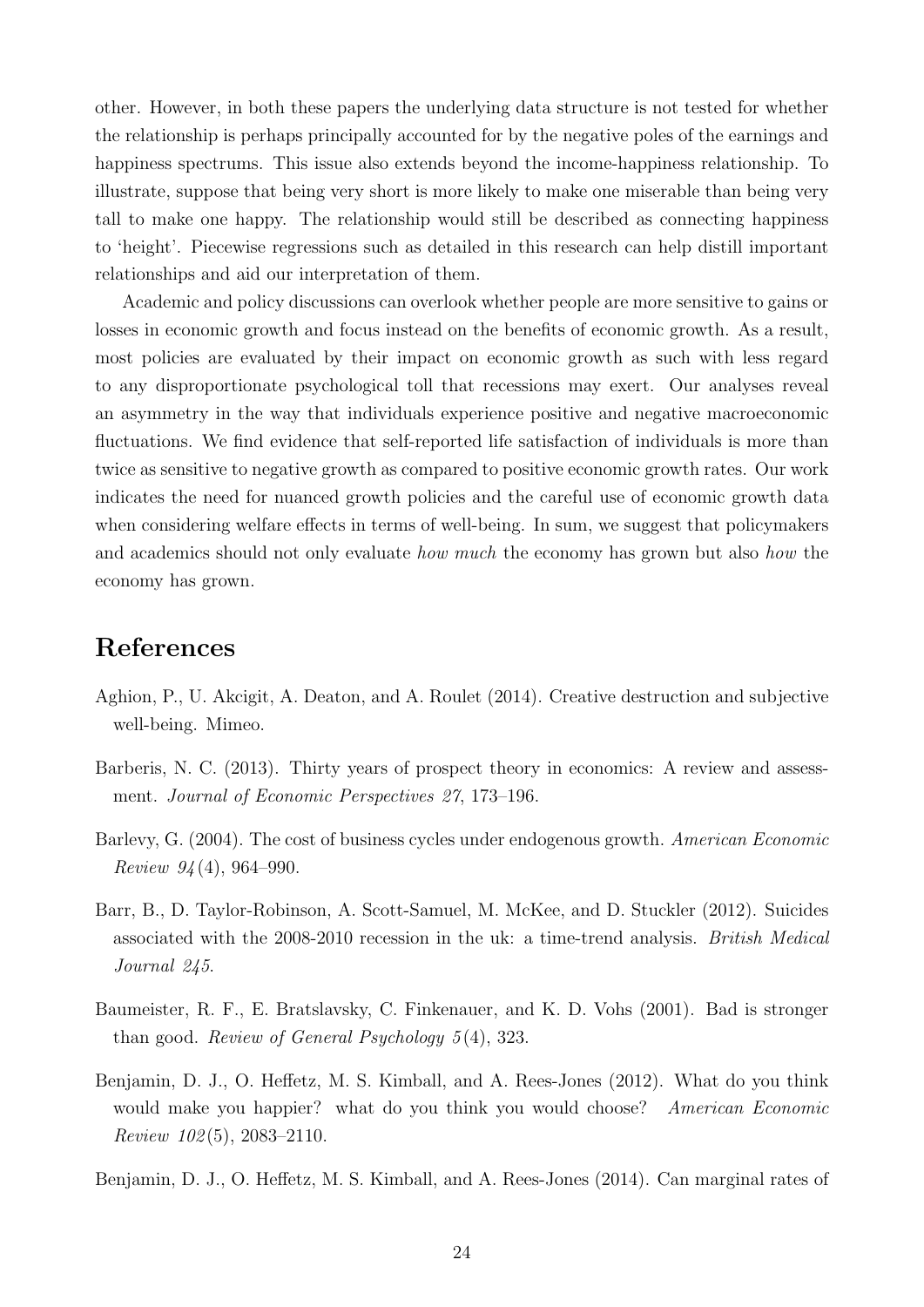other. However, in both these papers the underlying data structure is not tested for whether the relationship is perhaps principally accounted for by the negative poles of the earnings and happiness spectrums. This issue also extends beyond the income-happiness relationship. To illustrate, suppose that being very short is more likely to make one miserable than being very tall to make one happy. The relationship would still be described as connecting happiness to 'height'. Piecewise regressions such as detailed in this research can help distill important relationships and aid our interpretation of them.

Academic and policy discussions can overlook whether people are more sensitive to gains or losses in economic growth and focus instead on the benefits of economic growth. As a result, most policies are evaluated by their impact on economic growth as such with less regard to any disproportionate psychological toll that recessions may exert. Our analyses reveal an asymmetry in the way that individuals experience positive and negative macroeconomic fluctuations. We find evidence that self-reported life satisfaction of individuals is more than twice as sensitive to negative growth as compared to positive economic growth rates. Our work indicates the need for nuanced growth policies and the careful use of economic growth data when considering welfare effects in terms of well-being. In sum, we suggest that policymakers and academics should not only evaluate *how much* the economy has grown but also *how* the economy has grown.

## References

Aghion, P., U. Akcigit, A. Deaton, and A. Roulet (2014). Creative destruction and subjective well-being. Mimeo.

Barberis, N. C. (2013). Thirty years of prospect theory in economics: A review and assessment. *Journal of Economic Perspectives 27*, 173–196.

Barlevy, G. (2004). The cost of business cycles under endogenous growth. *American Economic Review 94*(4), 964–990.

Barr, B., D. Taylor-Robinson, A. Scott-Samuel, M. McKee, and D. Stuckler (2012). Suicides associated with the 2008-2010 recession in the uk: a time-trend analysis. *British Medical Journal 245*.

Baumeister, R. F., E. Bratslavsky, C. Finkenauer, and K. D. Vohs (2001). Bad is stronger than good. *Review of General Psychology 5*(4), 323.

Benjamin, D. J., O. Heffetz, M. S. Kimball, and A. Rees-Jones (2012). What do you think would make you happier? what do you think you would choose? *American Economic Review 102*(5), 2083–2110.

Benjamin, D. J., O. Heffetz, M. S. Kimball, and A. Rees-Jones (2014). Can marginal rates of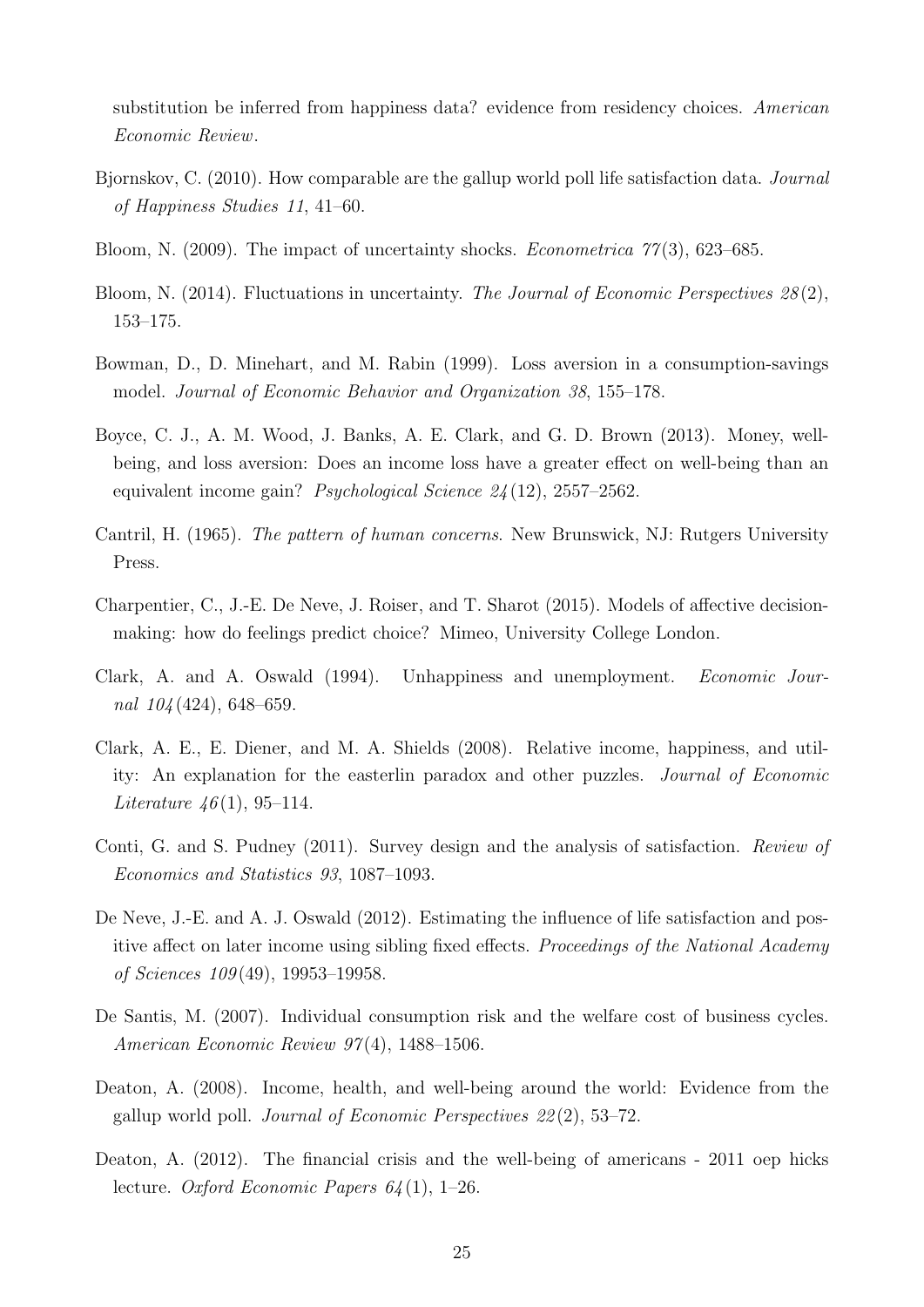substitution be inferred from happiness data? evidence from residency choices. *American Economic Review*.

Bjornskov, C. (2010). How comparable are the gallup world poll life satisfaction data. *Journal of Happiness Studies 11*, 41–60.

Bloom, N. (2009). The impact of uncertainty shocks. *Econometrica 77*(3), 623–685.

Bloom, N. (2014). Fluctuations in uncertainty. *The Journal of Economic Perspectives 28*(2), 153–175.

Bowman, D., D. Minehart, and M. Rabin (1999). Loss aversion in a consumption-savings model. *Journal of Economic Behavior and Organization 38*, 155–178.

Boyce, C. J., A. M. Wood, J. Banks, A. E. Clark, and G. D. Brown (2013). Money, well-being, and loss aversion: Does an income loss have a greater effect on well-being than an equivalent income gain? *Psychological Science 24*(12), 2557–2562.

Cantril, H. (1965). *The pattern of human concerns*. New Brunswick, NJ: Rutgers University Press.

Charpentier, C., J.-E. De Neve, J. Roiser, and T. Sharot (2015). Models of affective decision-making: how do feelings predict choice? Mimeo, University College London.

Clark, A. and A. Oswald (1994). Unhappiness and unemployment. *Economic Journal 104*(424), 648–659.

Clark, A. E., E. Diener, and M. A. Shields (2008). Relative income, happiness, and utility: An explanation for the easterlin paradox and other puzzles. *Journal of Economic Literature 46*(1), 95–114.

Conti, G. and S. Pudney (2011). Survey design and the analysis of satisfaction. *Review of Economics and Statistics 93*, 1087–1093.

De Neve, J.-E. and A. J. Oswald (2012). Estimating the influence of life satisfaction and positive affect on later income using sibling fixed effects. *Proceedings of the National Academy of Sciences 109*(49), 19953–19958.

De Santis, M. (2007). Individual consumption risk and the welfare cost of business cycles. *American Economic Review 97*(4), 1488–1506.

Deaton, A. (2008). Income, health, and well-being around the world: Evidence from the gallup world poll. *Journal of Economic Perspectives 22*(2), 53–72.

Deaton, A. (2012). The financial crisis and the well-being of americans - 2011 oep hicks lecture. *Oxford Economic Papers 64*(1), 1–26.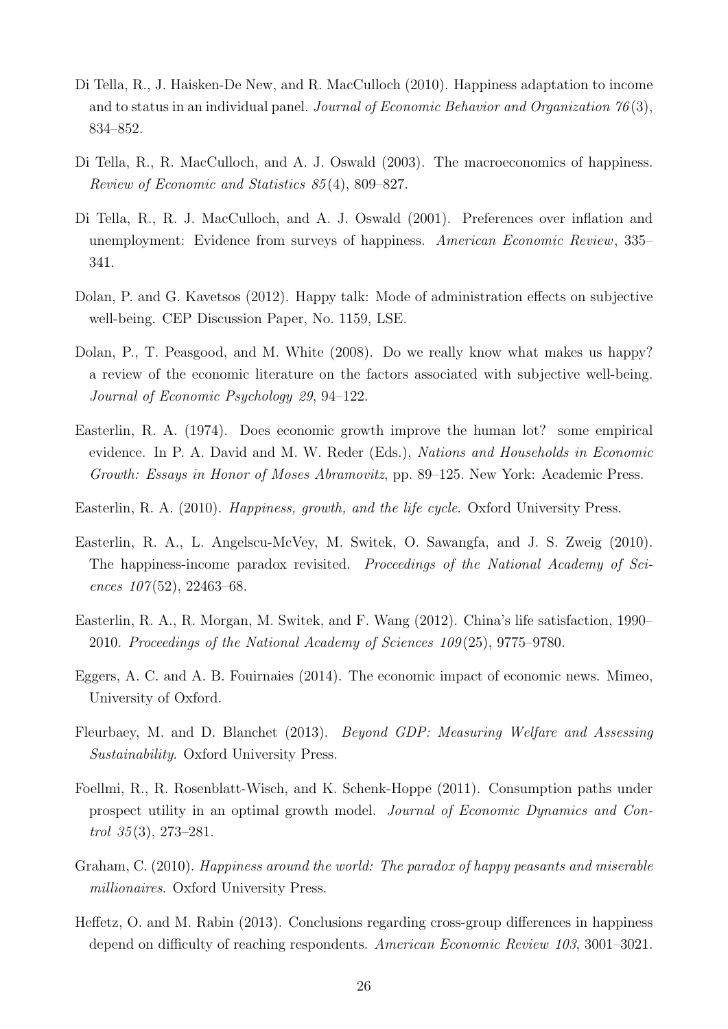Di Tella, R., J. Haisken-De New, and R. MacCulloch (2010). Happiness adaptation to income and to status in an individual panel. *Journal of Economic Behavior and Organization 76*(3), 834–852.

Di Tella, R., R. MacCulloch, and A. J. Oswald (2003). The macroeconomics of happiness. *Review of Economic and Statistics 85*(4), 809–827.

Di Tella, R., R. J. MacCulloch, and A. J. Oswald (2001). Preferences over inflation and unemployment: Evidence from surveys of happiness. *American Economic Review*, 335–341.

Dolan, P. and G. Kavetsos (2012). Happy talk: Mode of administration effects on subjective well-being. CEP Discussion Paper, No. 1159, LSE.

Dolan, P., T. Peasgood, and M. White (2008). Do we really know what makes us happy? a review of the economic literature on the factors associated with subjective well-being. *Journal of Economic Psychology 29*, 94–122.

Easterlin, R. A. (1974). Does economic growth improve the human lot? some empirical evidence. In P. A. David and M. W. Reder (Eds.), *Nations and Households in Economic Growth: Essays in Honor of Moses Abramovitz*, pp. 89–125. New York: Academic Press.

Easterlin, R. A. (2010). *Happiness, growth, and the life cycle*. Oxford University Press.

Easterlin, R. A., L. Angelscu-McVey, M. Switek, O. Sawangfa, and J. S. Zweig (2010). The happiness-income paradox revisited. *Proceedings of the National Academy of Sciences 107*(52), 22463–68.

Easterlin, R. A., R. Morgan, M. Switek, and F. Wang (2012). China's life satisfaction, 1990–2010. *Proceedings of the National Academy of Sciences 109*(25), 9775–9780.

Eggers, A. C. and A. B. Fouirnaies (2014). The economic impact of economic news. Mimeo, University of Oxford.

Fleurbaey, M. and D. Blanchet (2013). *Beyond GDP: Measuring Welfare and Assessing Sustainability*. Oxford University Press.

Foellmi, R., R. Rosenblatt-Wisch, and K. Schenk-Hoppe (2011). Consumption paths under prospect utility in an optimal growth model. *Journal of Economic Dynamics and Control 35*(3), 273–281.

Graham, C. (2010). *Happiness around the world: The paradox of happy peasants and miserable millionaires*. Oxford University Press.

Heffetz, O. and M. Rabin (2013). Conclusions regarding cross-group differences in happiness depend on difficulty of reaching respondents. *American Economic Review 103*, 3001–3021.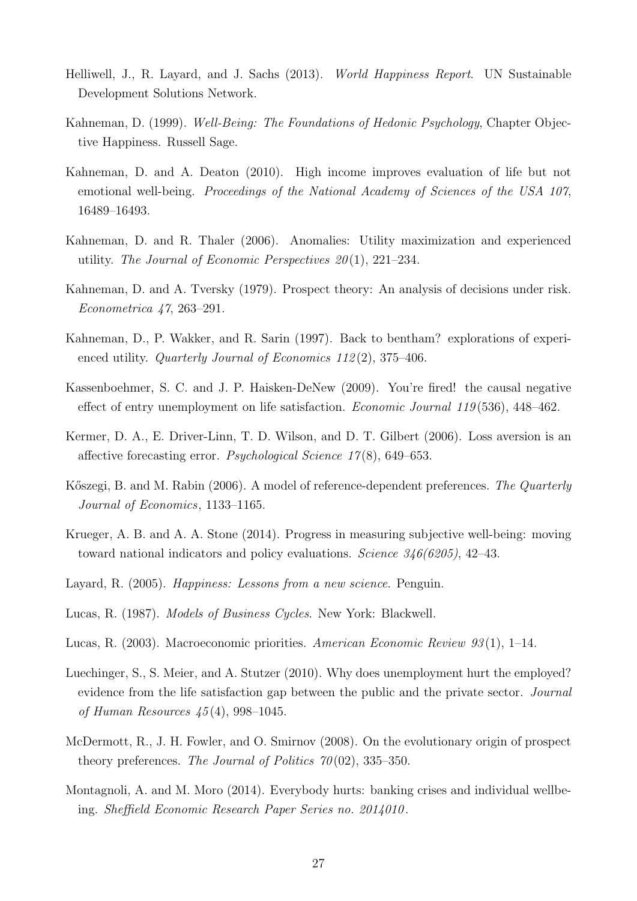Helliwell, J., R. Layard, and J. Sachs (2013). *World Happiness Report*. UN Sustainable Development Solutions Network.

Kahneman, D. (1999). *Well-Being: The Foundations of Hedonic Psychology*, Chapter Objective Happiness. Russell Sage.

Kahneman, D. and A. Deaton (2010). High income improves evaluation of life but not emotional well-being. *Proceedings of the National Academy of Sciences of the USA 107*, 16489–16493.

Kahneman, D. and R. Thaler (2006). Anomalies: Utility maximization and experienced utility. *The Journal of Economic Perspectives 20*(1), 221–234.

Kahneman, D. and A. Tversky (1979). Prospect theory: An analysis of decisions under risk. *Econometrica 47*, 263–291.

Kahneman, D., P. Wakker, and R. Sarin (1997). Back to bentham? explorations of experienced utility. *Quarterly Journal of Economics 112*(2), 375–406.

Kassenboehmer, S. C. and J. P. Haisken-DeNew (2009). You're fired! the causal negative effect of entry unemployment on life satisfaction. *Economic Journal 119*(536), 448–462.

Kermer, D. A., E. Driver-Linn, T. D. Wilson, and D. T. Gilbert (2006). Loss aversion is an affective forecasting error. *Psychological Science 17*(8), 649–653.

Kőszegi, B. and M. Rabin (2006). A model of reference-dependent preferences. *The Quarterly Journal of Economics*, 1133–1165.

Krueger, A. B. and A. A. Stone (2014). Progress in measuring subjective well-being: moving toward national indicators and policy evaluations. *Science 346(6205)*, 42–43.

Layard, R. (2005). *Happiness: Lessons from a new science*. Penguin.

Lucas, R. (1987). *Models of Business Cycles*. New York: Blackwell.

Lucas, R. (2003). Macroeconomic priorities. *American Economic Review 93*(1), 1–14.

Luechinger, S., S. Meier, and A. Stutzer (2010). Why does unemployment hurt the employed? evidence from the life satisfaction gap between the public and the private sector. *Journal of Human Resources 45*(4), 998–1045.

McDermott, R., J. H. Fowler, and O. Smirnov (2008). On the evolutionary origin of prospect theory preferences. *The Journal of Politics 70*(02), 335–350.

Montagnoli, A. and M. Moro (2014). Everybody hurts: banking crises and individual wellbeing. *Sheffield Economic Research Paper Series no. 2014010*.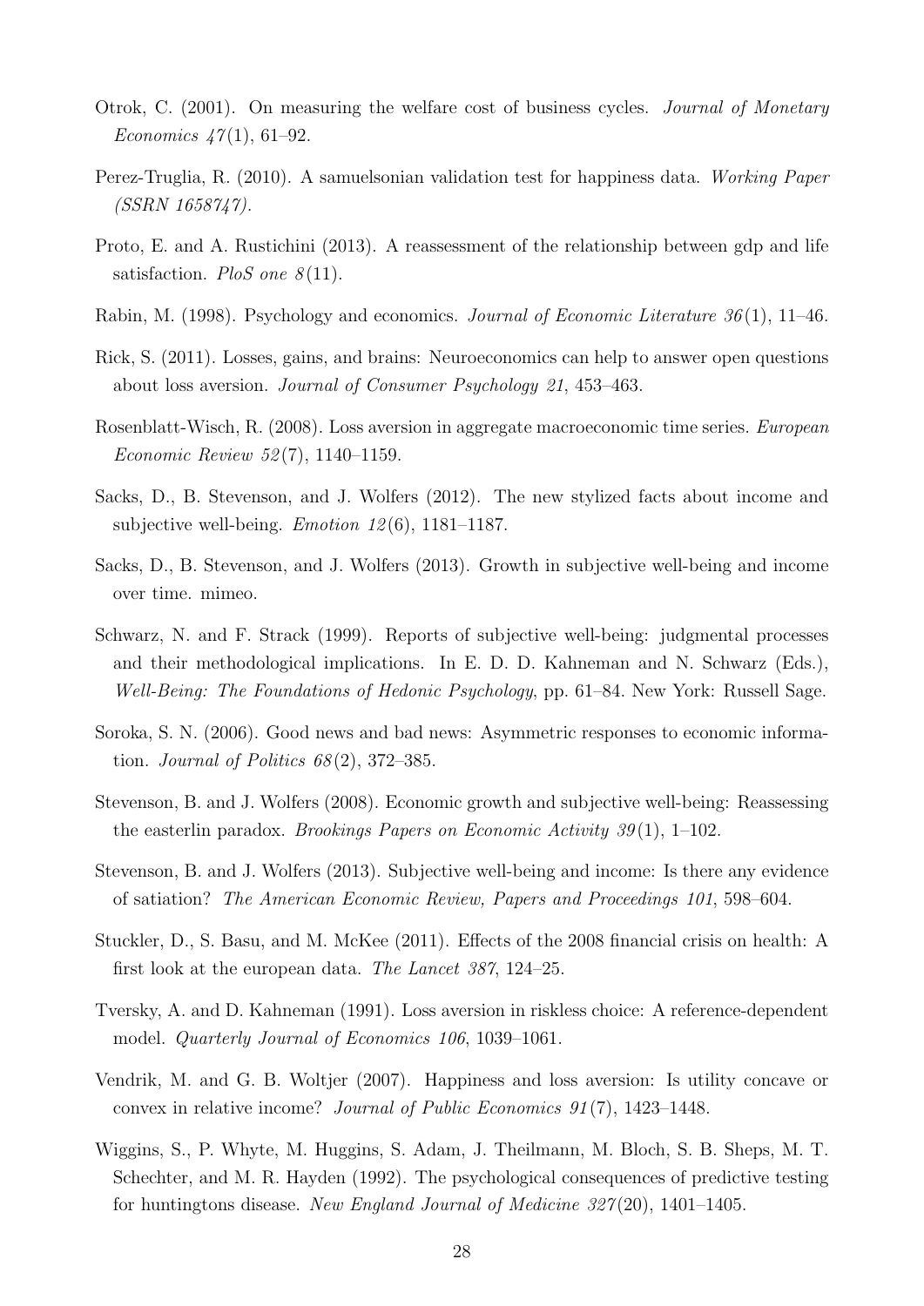Otrok, C. (2001). On measuring the welfare cost of business cycles. *Journal of Monetary Economics 47*(1), 61–92.

Perez-Truglia, R. (2010). A samuelsonian validation test for happiness data. *Working Paper (SSRN 1658747)*.

Proto, E. and A. Rustichini (2013). A reassessment of the relationship between gdp and life satisfaction. *PloS one 8*(11).

Rabin, M. (1998). Psychology and economics. *Journal of Economic Literature 36*(1), 11–46.

Rick, S. (2011). Losses, gains, and brains: Neuroeconomics can help to answer open questions about loss aversion. *Journal of Consumer Psychology 21*, 453–463.

Rosenblatt-Wisch, R. (2008). Loss aversion in aggregate macroeconomic time series. *European Economic Review 52*(7), 1140–1159.

Sacks, D., B. Stevenson, and J. Wolfers (2012). The new stylized facts about income and subjective well-being. *Emotion 12*(6), 1181–1187.

Sacks, D., B. Stevenson, and J. Wolfers (2013). Growth in subjective well-being and income over time. mimeo.

Schwarz, N. and F. Strack (1999). Reports of subjective well-being: judgmental processes and their methodological implications. In E. D. D. Kahneman and N. Schwarz (Eds.), *Well-Being: The Foundations of Hedonic Psychology*, pp. 61–84. New York: Russell Sage.

Soroka, S. N. (2006). Good news and bad news: Asymmetric responses to economic information. *Journal of Politics 68*(2), 372–385.

Stevenson, B. and J. Wolfers (2008). Economic growth and subjective well-being: Reassessing the easterlin paradox. *Brookings Papers on Economic Activity 39*(1), 1–102.

Stevenson, B. and J. Wolfers (2013). Subjective well-being and income: Is there any evidence of satiation? *The American Economic Review, Papers and Proceedings 101*, 598–604.

Stuckler, D., S. Basu, and M. McKee (2011). Effects of the 2008 financial crisis on health: A first look at the european data. *The Lancet 387*, 124–25.

Tversky, A. and D. Kahneman (1991). Loss aversion in riskless choice: A reference-dependent model. *Quarterly Journal of Economics 106*, 1039–1061.

Vendrik, M. and G. B. Woltjer (2007). Happiness and loss aversion: Is utility concave or convex in relative income? *Journal of Public Economics 91*(7), 1423–1448.

Wiggins, S., P. Whyte, M. Huggins, S. Adam, J. Theilmann, M. Bloch, S. B. Sheps, M. T. Schechter, and M. R. Hayden (1992). The psychological consequences of predictive testing for huntingtons disease. *New England Journal of Medicine 327*(20), 1401–1405.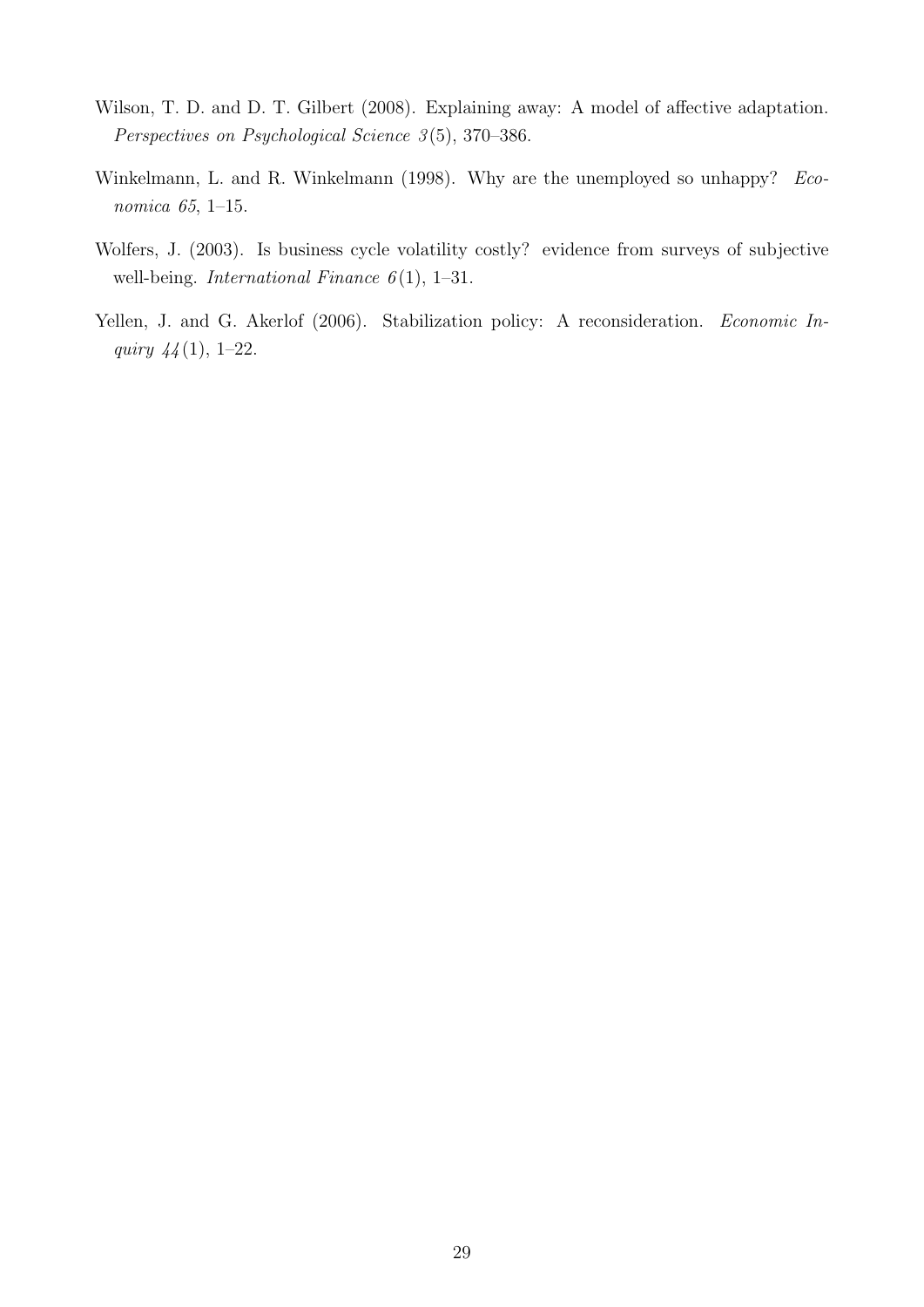Wilson, T. D. and D. T. Gilbert (2008). Explaining away: A model of affective adaptation. *Perspectives on Psychological Science 3*(5), 370–386.

Winkelmann, L. and R. Winkelmann (1998). Why are the unemployed so unhappy? *Economica 65*, 1–15.

Wolfers, J. (2003). Is business cycle volatility costly? evidence from surveys of subjective well-being. *International Finance 6*(1), 1–31.

Yellen, J. and G. Akerlof (2006). Stabilization policy: A reconsideration. *Economic Inquiry 44*(1), 1–22.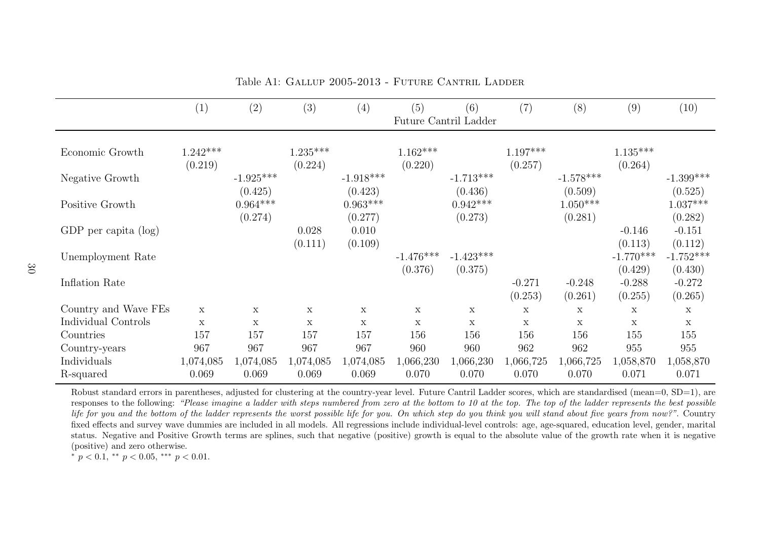Table A1: GALLUP 2005-2013 - FUTURE CANTRIL LADDER

| | (1) | (2) | (3) | (4) | (5) | (6) | (7) | (8) | (9) | (10) |
|---|---|---|---|---|---|---|---|---|---|---|
| | Future Cantril Ladder | | | | | | | | | |
| Economic Growth | 1.242*** | | 1.235*** | | 1.162*** | | 1.197*** | | 1.135*** | |
| | (0.219) | | (0.224) | | (0.220) | | (0.257) | | (0.264) | |
| Negative Growth | | -1.925*** | | -1.918*** | | -1.713*** | | -1.578*** | | -1.399*** |
| | | (0.425) | | (0.423) | | (0.436) | | (0.509) | | (0.525) |
| Positive Growth | | 0.964*** | | 0.963*** | | 0.942*** | | 1.050*** | | 1.037*** |
| | | (0.274) | | (0.277) | | (0.273) | | (0.281) | | (0.282) |
| GDP per capita (log) | | | 0.028 | 0.010 | | | | | -0.146 | -0.151 |
| | | | (0.111) | (0.109) | | | | | (0.113) | (0.112) |
| Unemployment Rate | | | | | -1.476*** | -1.423*** | | | -1.770*** | -1.752*** |
| | | | | | (0.376) | (0.375) | | | (0.429) | (0.430) |
| Inflation Rate | | | | | | | -0.271 | -0.248 | -0.288 | -0.272 |
| | | | | | | | (0.253) | (0.261) | (0.255) | (0.265) |
| Country and Wave FEs | x | x | x | x | x | x | x | x | x | x |
| Individual Controls | x | x | x | x | x | x | x | x | x | x |
| Countries | 157 | 157 | 157 | 157 | 156 | 156 | 156 | 156 | 155 | 155 |
| Country-years | 967 | 967 | 967 | 967 | 960 | 960 | 962 | 962 | 955 | 955 |
| Individuals | 1,074,085 | 1,074,085 | 1,074,085 | 1,074,085 | 1,066,230 | 1,066,230 | 1,066,725 | 1,066,725 | 1,058,870 | 1,058,870 |
| R-squared | 0.069 | 0.069 | 0.069 | 0.069 | 0.070 | 0.070 | 0.070 | 0.070 | 0.071 | 0.071 |

Robust standard errors in parentheses, adjusted for clustering at the country-year level. Future Cantril Ladder scores, which are standardised (mean=0, SD=1), are responses to the following: *"Please imagine a ladder with steps numbered from zero at the bottom to 10 at the top. The top of the ladder represents the best possible life for you and the bottom of the ladder represents the worst possible life for you. On which step do you think you will stand about five years from now?"*. Country fixed effects and survey wave dummies are included in all models. All regressions include individual-level controls: age, age-squared, education level, gender, marital status. Negative and Positive Growth terms are splines, such that negative (positive) growth is equal to the absolute value of the growth rate when it is negative (positive) and zero otherwise.

$^{*}$ $p < 0.1$, $^{**}$ $p < 0.05$, $^{***}$ $p < 0.01$.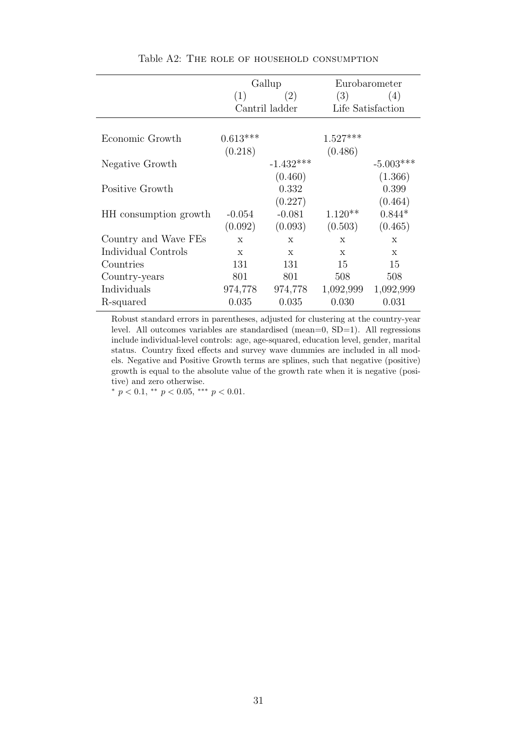Table A2: The role of household consumption

| | Gallup | | Eurobarometer | |
|---|---|---|---|---|
| | (1) | (2) | (3) | (4) |
| | Cantril ladder | | Life Satisfaction | |
| Economic Growth | 0.613*** | | 1.527*** | |
| | (0.218) | | (0.486) | |
| Negative Growth | | -1.432*** | | -5.003*** |
| | | (0.460) | | (1.366) |
| Positive Growth | | 0.332 | | 0.399 |
| | | (0.227) | | (0.464) |
| HH consumption growth | -0.054 | -0.081 | 1.120** | 0.844* |
| | (0.092) | (0.093) | (0.503) | (0.465) |
| Country and Wave FEs | x | x | x | x |
| Individual Controls | x | x | x | x |
| Countries | 131 | 131 | 15 | 15 |
| Country-years | 801 | 801 | 508 | 508 |
| Individuals | 974,778 | 974,778 | 1,092,999 | 1,092,999 |
| R-squared | 0.035 | 0.035 | 0.030 | 0.031 |

Robust standard errors in parentheses, adjusted for clustering at the country-year level. All outcomes variables are standardised (mean=0, SD=1). All regressions include individual-level controls: age, age-squared, education level, gender, marital status. Country fixed effects and survey wave dummies are included in all models. Negative and Positive Growth terms are splines, such that negative (positive) growth is equal to the absolute value of the growth rate when it is negative (positive) and zero otherwise.

* $p < 0.1$, ** $p < 0.05$, *** $p < 0.01$.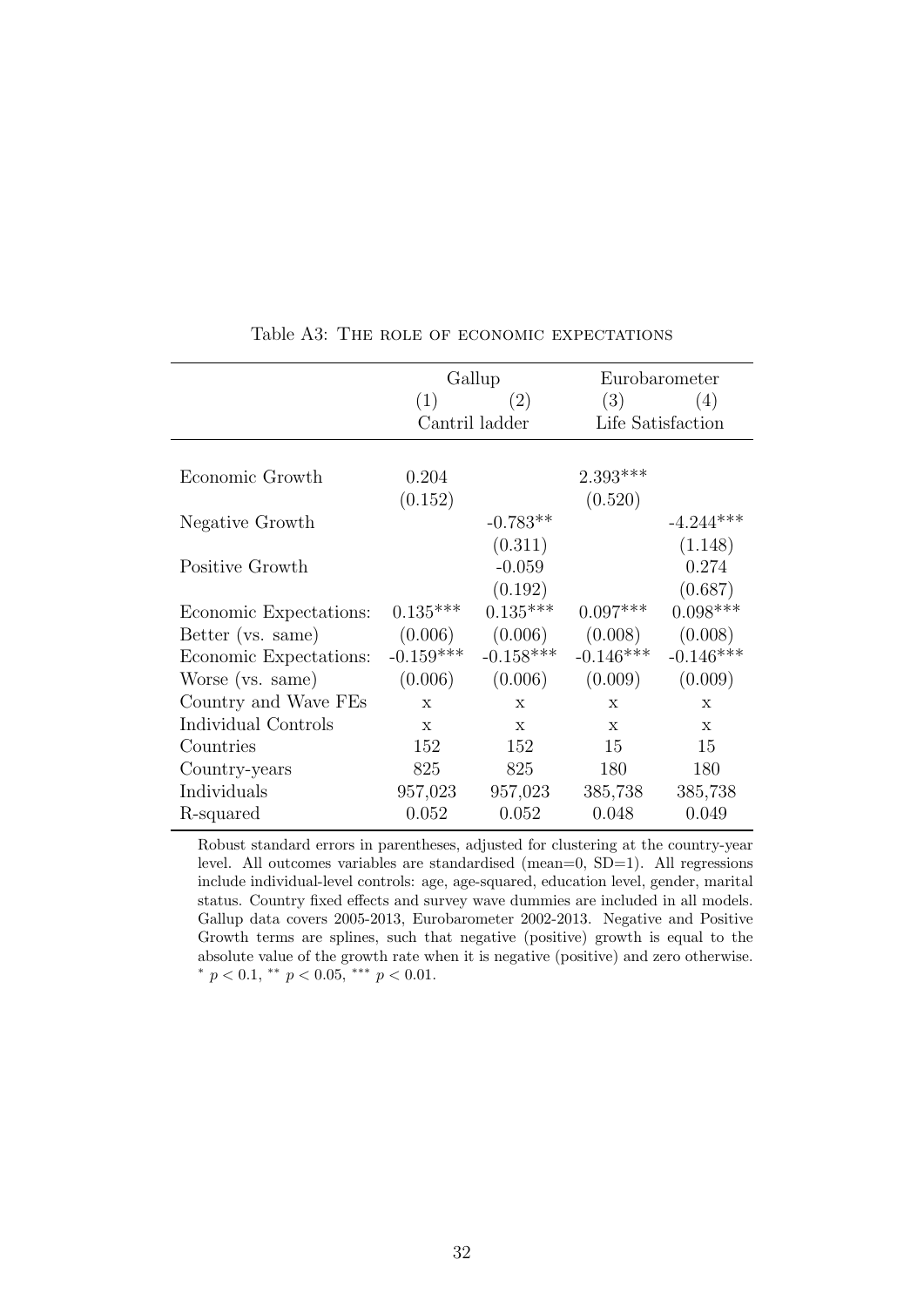Table A3: The role of economic expectations

| | Gallup | | Eurobarometer | |
|---|---|---|---|---|
| | (1) | (2) | (3) | (4) |
| | Cantril ladder | | Life Satisfaction | |
| Economic Growth | 0.204 | | 2.393*** | |
| | (0.152) | | (0.520) | |
| Negative Growth | | -0.783** | | -4.244*** |
| | | (0.311) | | (1.148) |
| Positive Growth | | -0.059 | | 0.274 |
| | | (0.192) | | (0.687) |
| Economic Expectations: | 0.135*** | 0.135*** | 0.097*** | 0.098*** |
| Better (vs. same) | (0.006) | (0.006) | (0.008) | (0.008) |
| Economic Expectations: | -0.159*** | -0.158*** | -0.146*** | -0.146*** |
| Worse (vs. same) | (0.006) | (0.006) | (0.009) | (0.009) |
| Country and Wave FEs | x | x | x | x |
| Individual Controls | x | x | x | x |
| Countries | 152 | 152 | 15 | 15 |
| Country-years | 825 | 825 | 180 | 180 |
| Individuals | 957,023 | 957,023 | 385,738 | 385,738 |
| R-squared | 0.052 | 0.052 | 0.048 | 0.049 |

Robust standard errors in parentheses, adjusted for clustering at the country-year level. All outcomes variables are standardised (mean=0, SD=1). All regressions include individual-level controls: age, age-squared, education level, gender, marital status. Country fixed effects and survey wave dummies are included in all models. Gallup data covers 2005-2013, Eurobarometer 2002-2013. Negative and Positive Growth terms are splines, such that negative (positive) growth is equal to the absolute value of the growth rate when it is negative (positive) and zero otherwise. * $p < 0.1$, ** $p < 0.05$, *** $p < 0.01$.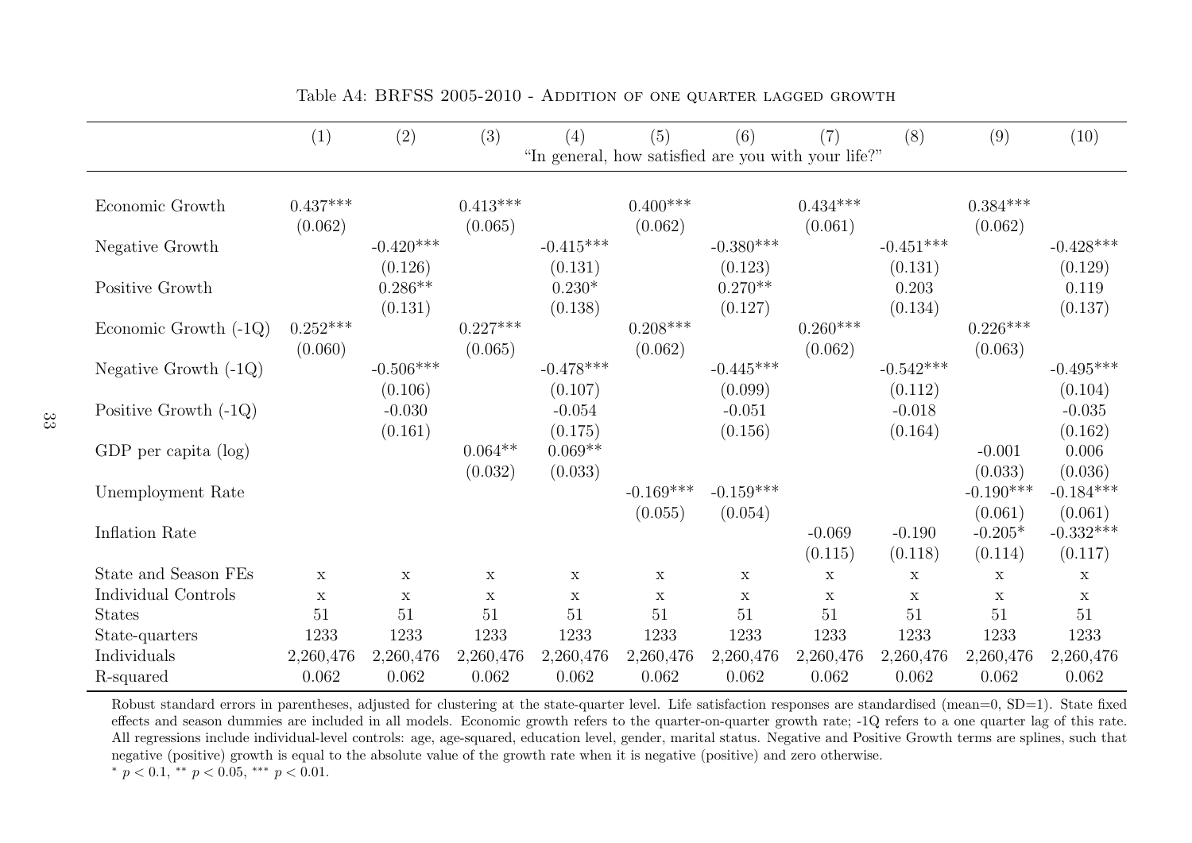Table A4: BRFSS 2005-2010 - Addition of one quarter lagged growth

| | (1) | (2) | (3) | (4) | (5) | (6) | (7) | (8) | (9) | (10) |
|---|---|---|---|---|---|---|---|---|---|---|
| | "In general, how satisfied are you with your life?" | | | | | | | | | |
| Economic Growth | 0.437*** | | 0.413*** | | 0.400*** | | 0.434*** | | 0.384*** | |
| | (0.062) | | (0.065) | | (0.062) | | (0.061) | | (0.062) | |
| Negative Growth | | -0.420*** | | -0.415*** | | -0.380*** | | -0.451*** | | -0.428*** |
| | | (0.126) | | (0.131) | | (0.123) | | (0.131) | | (0.129) |
| Positive Growth | | 0.286** | | 0.230* | | 0.270** | | 0.203 | | 0.119 |
| | | (0.131) | | (0.138) | | (0.127) | | (0.134) | | (0.137) |
| Economic Growth (-1Q) | 0.252*** | | 0.227*** | | 0.208*** | | 0.260*** | | 0.226*** | |
| | (0.060) | | (0.065) | | (0.062) | | (0.062) | | (0.063) | |
| Negative Growth (-1Q) | | -0.506*** | | -0.478*** | | -0.445*** | | -0.542*** | | -0.495*** |
| | | (0.106) | | (0.107) | | (0.099) | | (0.112) | | (0.104) |
| Positive Growth (-1Q) | | -0.030 | | -0.054 | | -0.051 | | -0.018 | | -0.035 |
| | | (0.161) | | (0.175) | | (0.156) | | (0.164) | | (0.162) |
| GDP per capita (log) | | | 0.064** | 0.069** | | | | | -0.001 | 0.006 |
| | | | (0.032) | (0.033) | | | | | (0.033) | (0.036) |
| Unemployment Rate | | | | | -0.169*** | -0.159*** | | | -0.190*** | -0.184*** |
| | | | | | (0.055) | (0.054) | | | (0.061) | (0.061) |
| Inflation Rate | | | | | | | -0.069 | -0.190 | -0.205* | -0.332*** |
| | | | | | | | (0.115) | (0.118) | (0.114) | (0.117) |
| State and Season FEs | x | x | x | x | x | x | x | x | x | x |
| Individual Controls | x | x | x | x | x | x | x | x | x | x |
| States | 51 | 51 | 51 | 51 | 51 | 51 | 51 | 51 | 51 | 51 |
| State-quarters | 1233 | 1233 | 1233 | 1233 | 1233 | 1233 | 1233 | 1233 | 1233 | 1233 |
| Individuals | 2,260,476 | 2,260,476 | 2,260,476 | 2,260,476 | 2,260,476 | 2,260,476 | 2,260,476 | 2,260,476 | 2,260,476 | 2,260,476 |
| R-squared | 0.062 | 0.062 | 0.062 | 0.062 | 0.062 | 0.062 | 0.062 | 0.062 | 0.062 | 0.062 |

Robust standard errors in parentheses, adjusted for clustering at the state-quarter level. Life satisfaction responses are standardised (mean=0, SD=1). State fixed effects and season dummies are included in all models. Economic growth refers to the quarter-on-quarter growth rate; -1Q refers to a one quarter lag of this rate. All regressions include individual-level controls: age, age-squared, education level, gender, marital status. Negative and Positive Growth terms are splines, such that negative (positive) growth is equal to the absolute value of the growth rate when it is negative (positive) and zero otherwise.

* $p < 0.1$, ** $p < 0.05$, *** $p < 0.01$.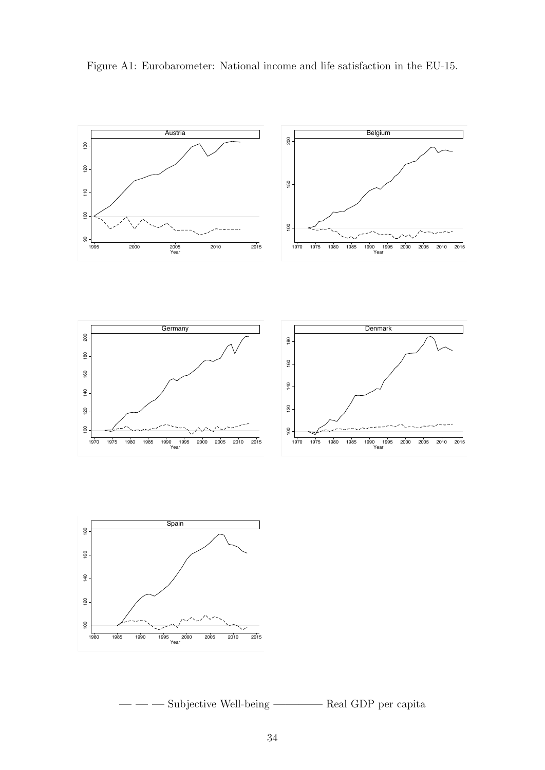Figure A1: Eurobarometer: National income and life satisfaction in the EU-15.

— — — Subjective Well-being ———— Real GDP per capita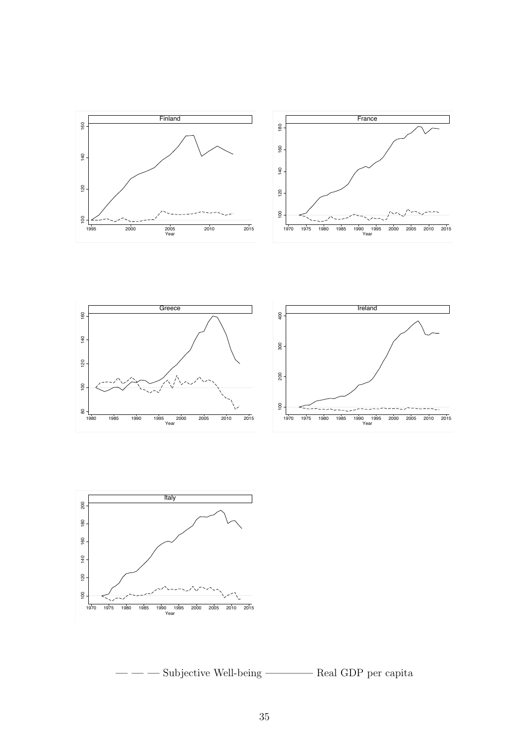— — — Subjective Well-being ———— Real GDP per capita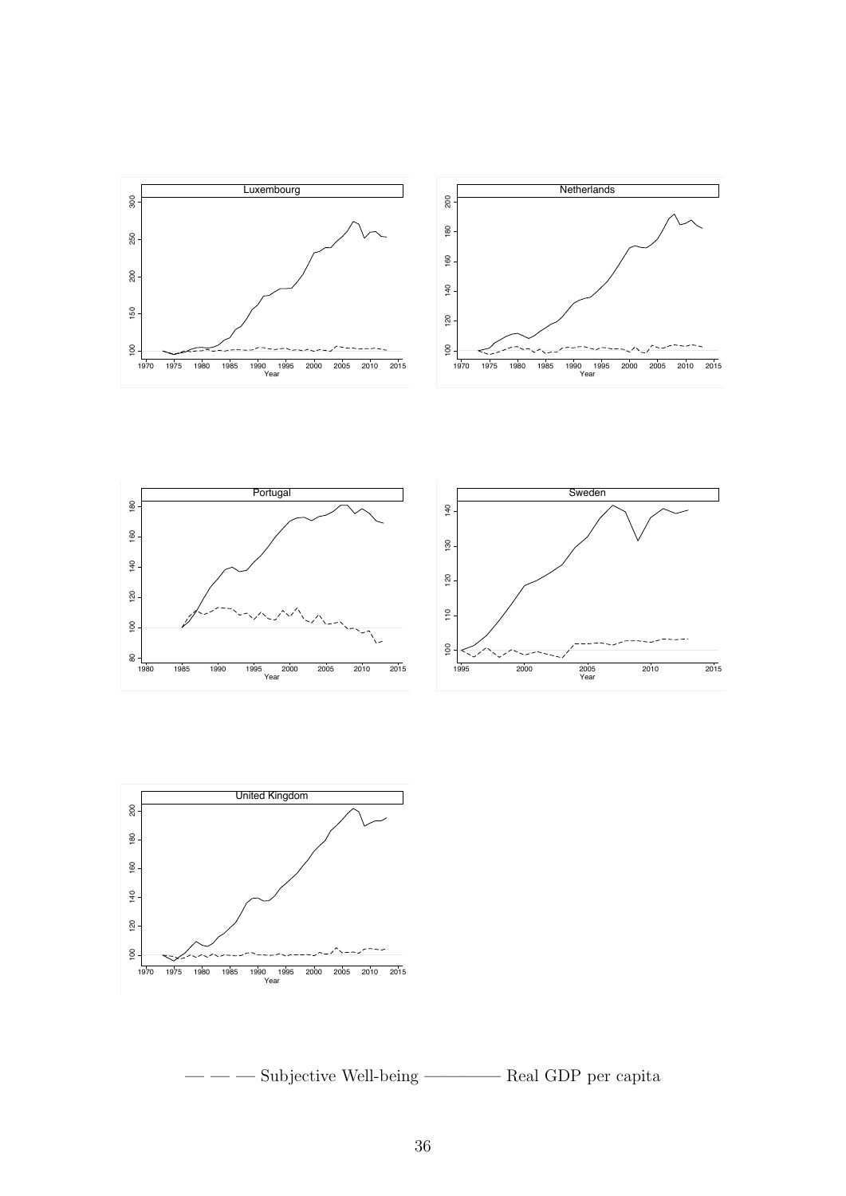Luxembourg

300
250
200
150
100

1970 1975 1980 1985 1990 1995 2000 2005 2010 2015
Year

Netherlands

200
180
160
140
120
100

1970 1975 1980 1985 1990 1995 2000 2005 2010 2015
Year

Portugal

180
160
140
120
100
80

1980 1985 1990 1995 2000 2005 2010 2015
Year

Sweden

140
130
120
110
100

1995 2000 2005 2010 2015
Year

United Kingdom

200
180
160
140
120
100

1970 1975 1980 1985 1990 1995 2000 2005 2010 2015
Year

— — — Subjective Well-being ———— Real GDP per capita